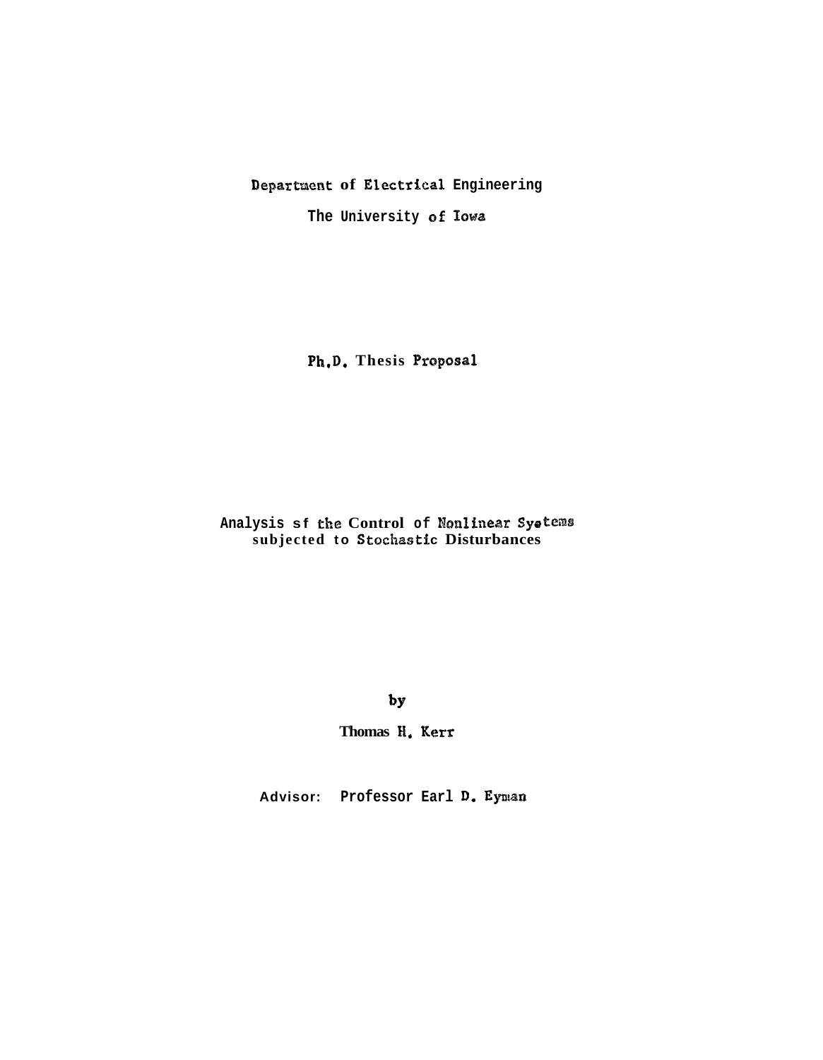Department of Electrical Engineering

The University of Iowa

Ph.D. Thesis Proposal

# Analysis sf the Control of Nonlinear Systems subjected to Stochastic Disturbances

by

Thomas H. Kerr

Advisor: Professor Earl D. Eyman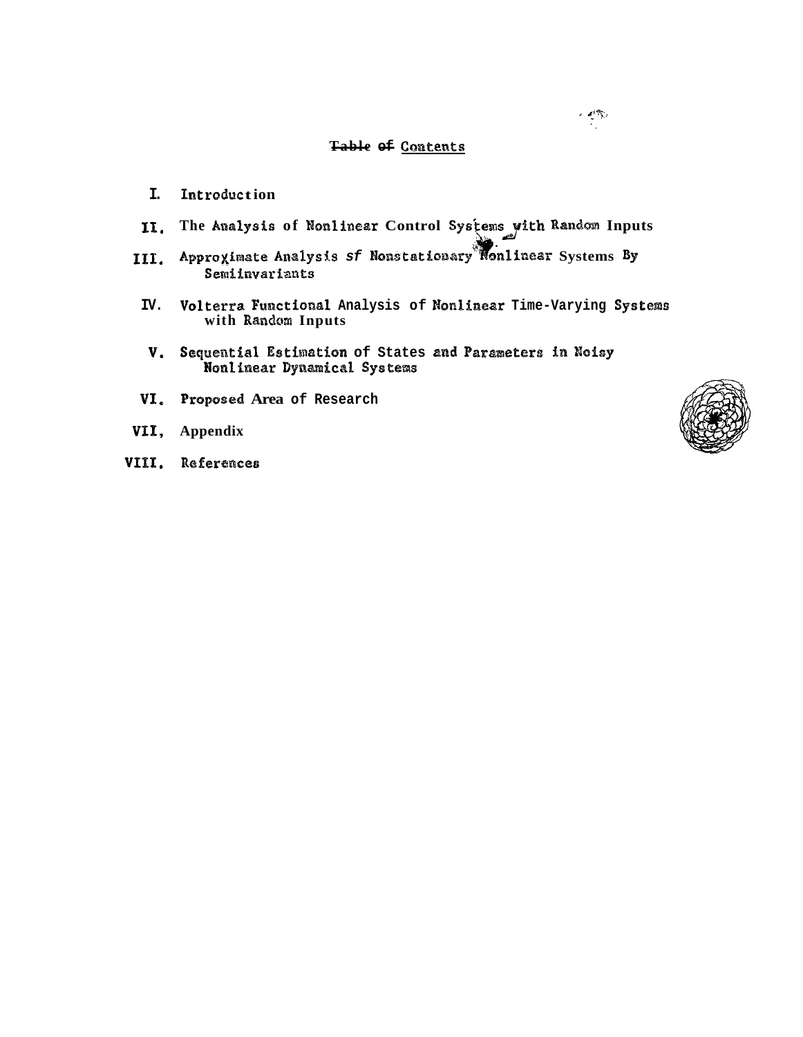# Table of Contents

I. Introduction

II. The Analysis of Nonlinear Control Systems with Random Inputs

III. Approximate Analysis of Nonstationary Nonlinear Systems By Semiinvariants

IV. Volterra Functional Analysis of Nonlinear Time-Varying Systems with Random Inputs

V. Sequential Estimation of States and Parameters in Noisy Nonlinear Dynamical Systems

VI. Proposed Area of Research

VII. Appendix

VIII. References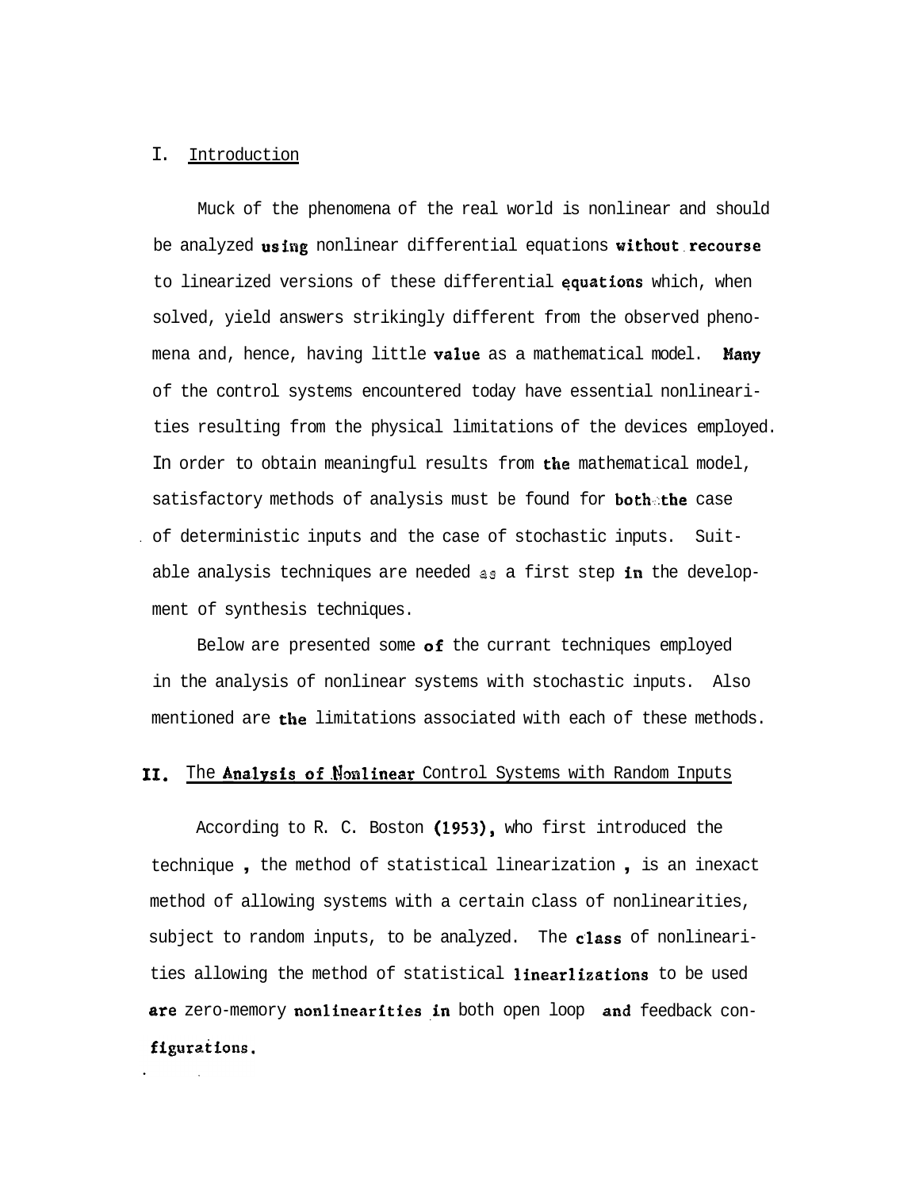## I. Introduction

Muck of the phenomena of the real world is nonlinear and should be analyzed using nonlinear differential equations without recourse to linearized versions of these differential equations which, when solved, yield answers strikingly different from the observed phenomena and, hence, having little value as a mathematical model. Many of the control systems encountered today have essential nonlinearities resulting from the physical limitations of the devices employed. In order to obtain meaningful results from the mathematical model, satisfactory methods of analysis must be found for both the case of deterministic inputs and the case of stochastic inputs. Suitable analysis techniques are needed as a first step in the development of synthesis techniques.

Below are presented some of the currant techniques employed in the analysis of nonlinear systems with stochastic inputs. Also mentioned are the limitations associated with each of these methods.

## II. The Analysis of Nonlinear Control Systems with Random Inputs

According to R. C. Boston (1953), who first introduced the technique , the method of statistical linearization , is an inexact method of allowing systems with a certain class of nonlinearities, subject to random inputs, to be analyzed. The class of nonlinearities allowing the method of statistical linearlizations to be used are zero-memory nonlinearities in both open loop and feedback configurations.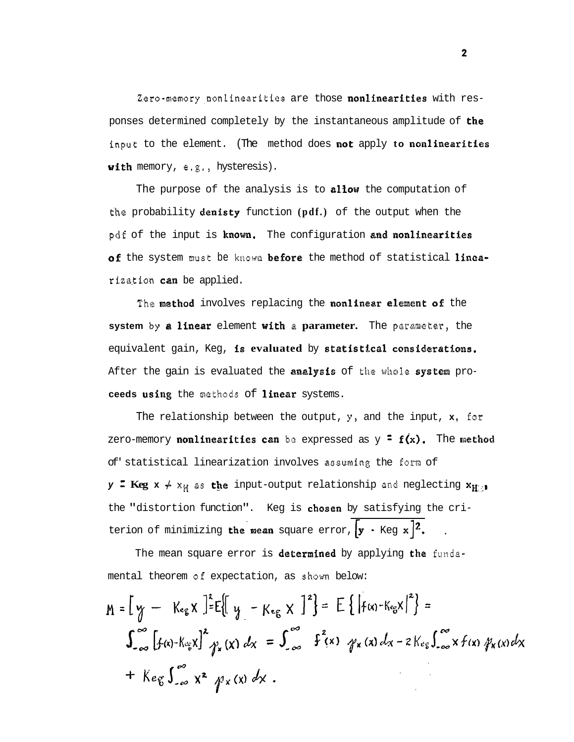Zero-memory nonlinearities are those nonlinearities with responses determined completely by the instantaneous amplitude of the input to the element. (The method does not apply to nonlinearities with memory, e.g., hysteresis).

The purpose of the analysis is to allow the computation of the probability denisty function (pdf.) of the output when the pdf of the input is known. The configuration and nonlinearities of the system must be known before the method of statistical linearization can be applied.

The method involves replacing the nonlinear element of the system by a linear element with a parameter. The parameter, the equivalent gain, Keg, is evaluated by statistical considerations. After the gain is evaluated the analysis of the whole system proceeds using the methods of linear systems.

The relationship between the output, y, and the input, x, for zero-memory nonlinearities can be expressed as $y = f(x)$. The method of statistical linearization involves assuming the form of $y = K_{eg}\, x + x_H$ as the input-output relationship and neglecting $x_H$, the "distortion function". Keg is chosen by satisfying the criterion of minimizing the mean square error, $\overline{[y - K_{eg}\, x]^2}$.

The mean square error is determined by applying the fundamental theorem of expectation, as shown below:

$$M = \overline{[y - K_{eg} X]^2} = E\{[y - K_{eg} X]^2\} = E\{|f(x) - K_{eg} X|^2\} =$$

$$\int_{-\infty}^{\infty} [f(x) - K_{eg} X]^2 \, p_x(x)\, dx = \int_{-\infty}^{\infty} f^2(x)\, p_x(x)\, dx - 2K_{eg} \int_{-\infty}^{\infty} x f(x)\, p_x(x)\, dx$$

$$+ K_{eg} \int_{-\infty}^{\infty} x^2\, p_x(x)\, dx .$$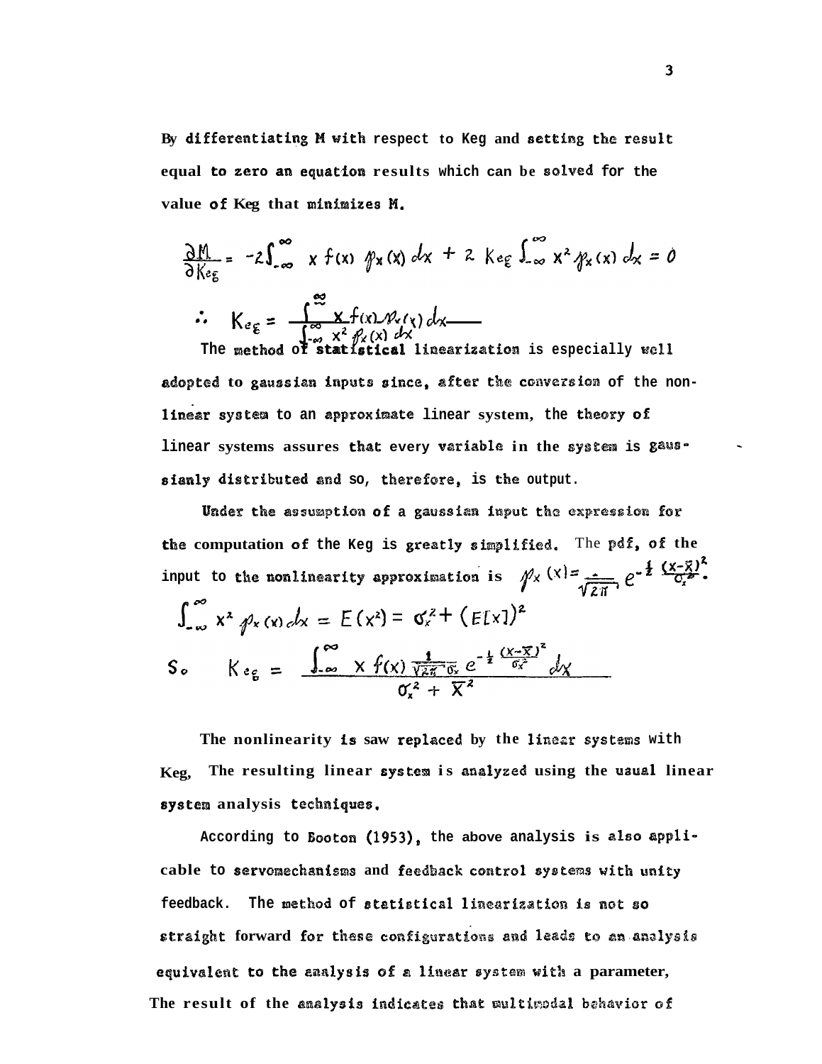By differentiating M with respect to Keg and setting the result equal to zero an equation results which can be solved for the value of Keg that minimizes M.

$$\frac{\partial M}{\partial K_{eg}} = -2\int_{-\infty}^{\infty} x\, f(x)\, p_x(x)\, dx + 2\, K_{eg} \int_{-\infty}^{\infty} x^2 p_x(x)\, dx = 0$$

$$\therefore \quad K_{eg} = \frac{\int_{-\infty}^{\infty} x\, f(x)\, p_x(x)\, dx}{\int_{-\infty}^{\infty} x^2\, p_x(x)\, dx}$$

The method of statistical linearization is especially well adopted to gaussian inputs since, after the conversion of the non-linear system to an approximate linear system, the theory of linear systems assures that every variable in the system is gaussianly distributed and so, therefore, is the output.

Under the assumption of a gaussian input the expression for the computation of the Keg is greatly simplified. The pdf, of the input to the nonlinearity approximation is $p_x(x) = \frac{1}{\sqrt{2\pi}\,\sigma_x} e^{-\frac{1}{2}\frac{(x-\bar{x})^2}{\sigma_x^2}}$.

$$\int_{-\infty}^{\infty} x^2\, p_x(x)\, dx = E(x^2) = \sigma_x^2 + (E[x])^2$$

$$\text{So} \quad K_{eg} = \frac{\int_{-\infty}^{\infty} x\, f(x) \frac{1}{\sqrt{2\pi}\,\sigma_x} e^{-\frac{1}{2}\frac{(x-\bar{x})^2}{\sigma_x^2}}\, dx}{\sigma_x^2 + \bar{x}^2}$$

The nonlinearity is saw replaced by the linear systems with Keg, The resulting linear system is analyzed using the usual linear system analysis techniques.

According to Booton (1953), the above analysis is also applicable to servomechanisms and feedback control systems with unity feedback. The method of statistical linearization is not so straight forward for these configurations and leads to an analysis equivalent to the analysis of a linear system with a parameter, The result of the analysis indicates that multimodal behavior of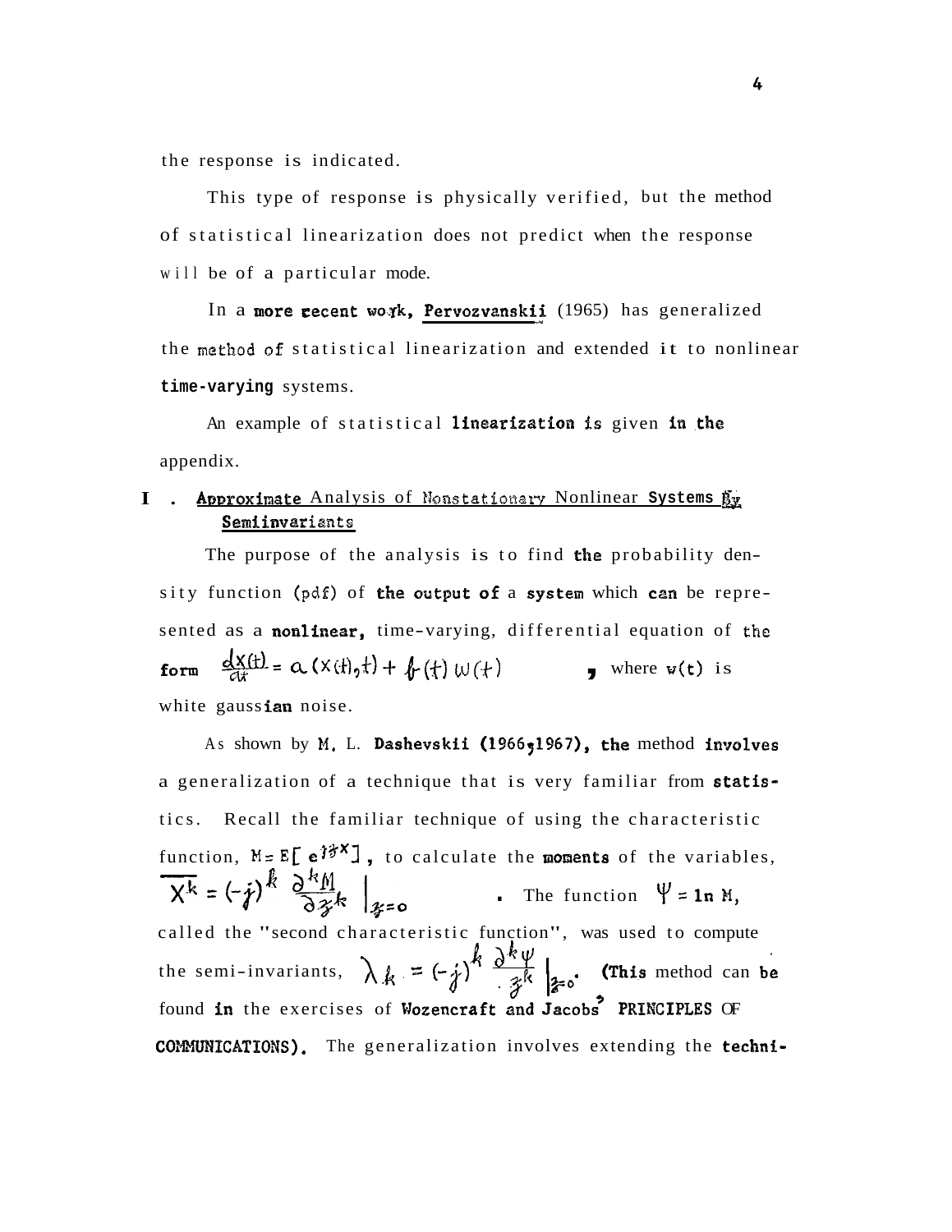the response is indicated.

This type of response is physically verified, but the method of statistical linearization does not predict when the response will be of a particular mode.

In a more recent work, Pervozvanskii (1965) has generalized the method of statistical linearization and extended it to nonlinear **time-varying** systems.

An example of statistical **linearization** is given in the appendix.

## I . Approximate Analysis of Nonstationary Nonlinear Systems By Semiinvariants

The purpose of the analysis is to find the probability density function (pdf) of the output of a system which can be represented as a nonlinear, time-varying, differential equation of the form $\frac{dx(t)}{dt} = a(x(t),t) + b(t)\,w(t)$, where $w(t)$ is white gaussian noise.

As shown by M. L. Dashevskii (1966, 1967), the method involves a generalization of a technique that is very familiar from statistics. Recall the familiar technique of using the characteristic function, $M = E[e^{jzx}]$, to calculate the moments of the variables, $\overline{X^k} = (-j)^k \frac{\partial^k M}{\partial z^k}\Big|_{z=0}$. The function $\Psi = \ln M$, called the "second characteristic function", was used to compute the semi-invariants, $\lambda_k = (-j)^k \frac{\partial^k \psi}{\partial z^k}\Big|_{z=0}$. (This method can be found in the exercises of Wozencraft and Jacobs' PRINCIPLES OF COMMUNICATIONS). The generalization involves extending the techni-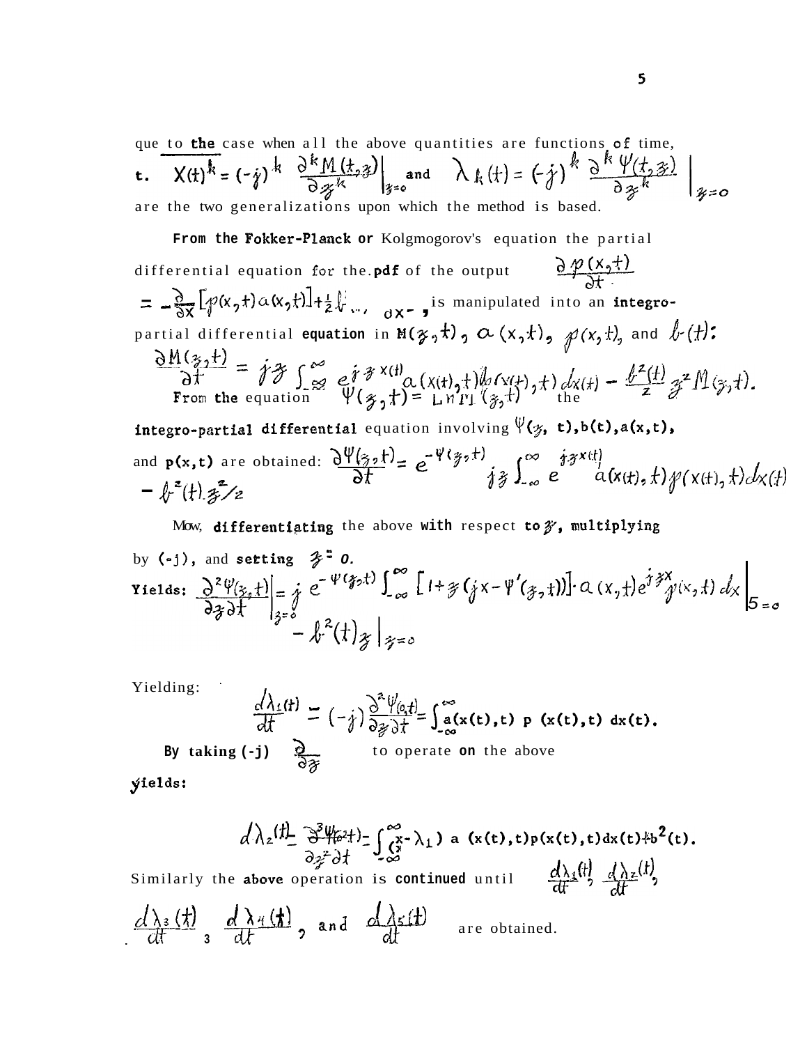que to the case when all the above quantities are functions of time, t. $X(t)^k = (-j)^k \left.\frac{\partial^k M(t,z)}{\partial z^k}\right|_{z=0}$ and $\lambda_k(t) = (-j)^k \left.\frac{\partial^k \Psi(t,z)}{\partial z^k}\right|_{z=0}$ are the two generalizations upon which the method is based.

From the Fokker-Planck or Kolgmogorov's equation the partial differential equation for the pdf of the output $\frac{\partial p(x,t)}{\partial t} = -\frac{\partial}{\partial x}\left[p(x,t)a(x,t)\right] + \frac{1}{2}b \ldots \, dx$, is manipulated into an integro-partial differential equation in $M(z,t)$, $a(x,t)$, $p(x,t)$, and $b(t)$:

$$\frac{\partial M(z,t)}{\partial t} = jz\int_{-\infty}^{\infty} e^{jzx(t)} a(x(t),t)p(x(t),t)\,dx(t) - \frac{b^2(t)}{2}z^2 M(z,t).$$

From the equation $\Psi(z,t) = \ln M(z,t)$ the integro-partial differential equation involving $\Psi(z,t)$, $b(t)$, $a(x,t)$, and $p(x,t)$ are obtained:

$$\frac{\partial \Psi(z,t)}{\partial t} = e^{-\Psi(z,t)}\, jz\int_{-\infty}^{\infty} e^{jzx(t)} a(x(t),t)p(x(t),t)\,dx(t) - b^2(t)z^2/2$$

Now, differentiating the above with respect to $z$, multiplying by $(-j)$, and setting $z = 0$.

Yields:

$$\left.\frac{\partial^2 \Psi(z,t)}{\partial z\,\partial t}\right|_{z=0} = j\, e^{-\Psi(z,t)}\int_{-\infty}^{\infty}\left[1 + z(jx - \Psi'(z,t))\right]\cdot a(x,t)e^{jzx}p(x,t)\,dx\Big|_{z=0} - b^2(t)z\Big|_{z=0}$$

Yielding:

$$\frac{d\lambda_1(t)}{dt} = (-j)\frac{\partial^2 \Psi(0,t)}{\partial z\,\partial t} = \int_{-\infty}^{\infty} a(x(t),t)\; p\;(x(t),t)\;dx(t).$$

By taking $(-j)\;\frac{\partial}{\partial z}$ to operate on the above yields:

$$\frac{d\lambda_2(t)}{dt} = \frac{\partial^3 \Psi(0,t)}{\partial z^2\,\partial t} = \int_{-\infty}^{\infty}(x - \lambda_1)\; a\;(x(t),t)p(x(t),t)dx(t) + b^2(t).$$

Similarly the above operation is continued until $\frac{d\lambda_1(t)}{dt}$, $\frac{d\lambda_2(t)}{dt}$, $\frac{d\lambda_3(t)}{dt}$, $\frac{d\lambda_4(t)}{dt}$, and $\frac{d\lambda_5(t)}{dt}$ are obtained.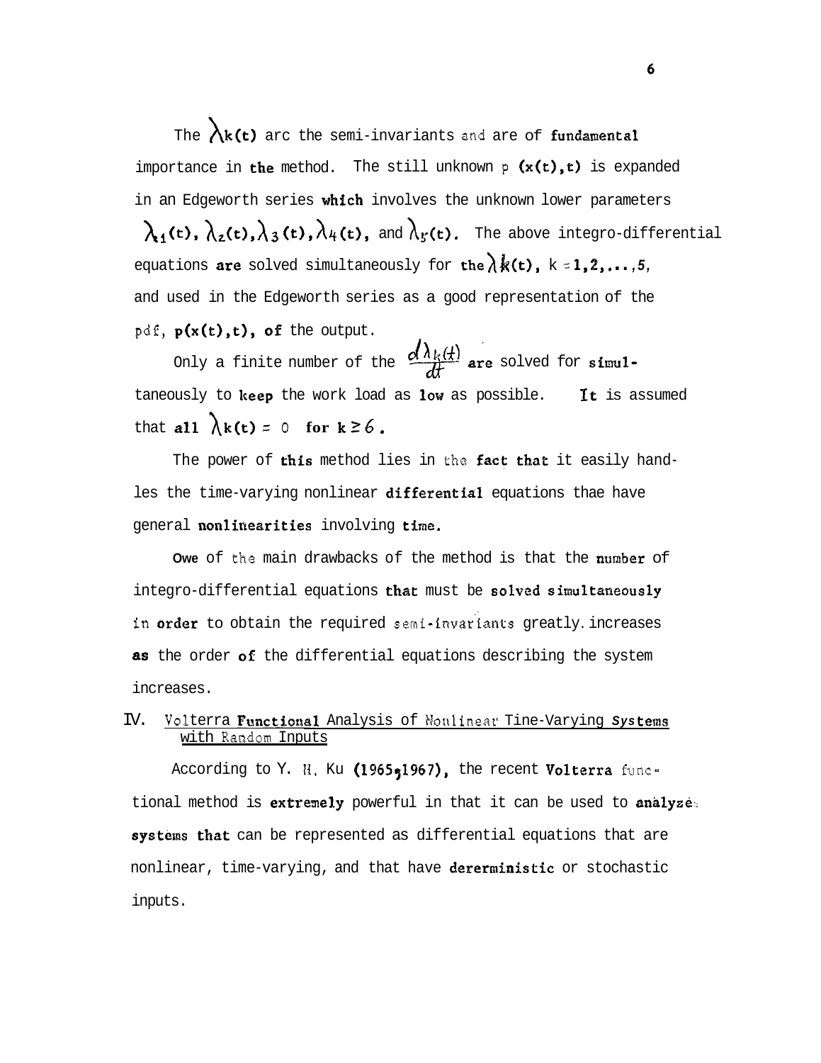The $\lambda_k(t)$ arc the semi-invariants and are of fundamental importance in the method. The still unknown $p(x(t),t)$ is expanded in an Edgeworth series which involves the unknown lower parameters $\lambda_1(t)$, $\lambda_2(t)$, $\lambda_3(t)$, $\lambda_4(t)$, and $\lambda_5(t)$. The above integro-differential equations are solved simultaneously for the $\dot{\lambda}_k(t)$, $k = 1,2,\ldots,5$, and used in the Edgeworth series as a good representation of the pdf, $p(x(t),t)$, of the output.

Only a finite number of the $\frac{d\lambda_k(t)}{dt}$ are solved for simultaneously to keep the work load as low as possible. It is assumed that all $\lambda_k(t) = 0$ for $k \geq 6$.

The power of this method lies in the fact that it easily handles the time-varying nonlinear differential equations thae have general nonlinearities involving time.

Owe of the main drawbacks of the method is that the number of integro-differential equations that must be solved simultaneously in order to obtain the required semi-invariants greatly increases as the order of the differential equations describing the system increases.

## IV. Volterra Functional Analysis of Nonlinear Tine-Varying Systems with Random Inputs

According to Y. H. Ku (1965,1967), the recent Volterra functional method is extremely powerful in that it can be used to analyze systems that can be represented as differential equations that are nonlinear, time-varying, and that have dererministic or stochastic inputs.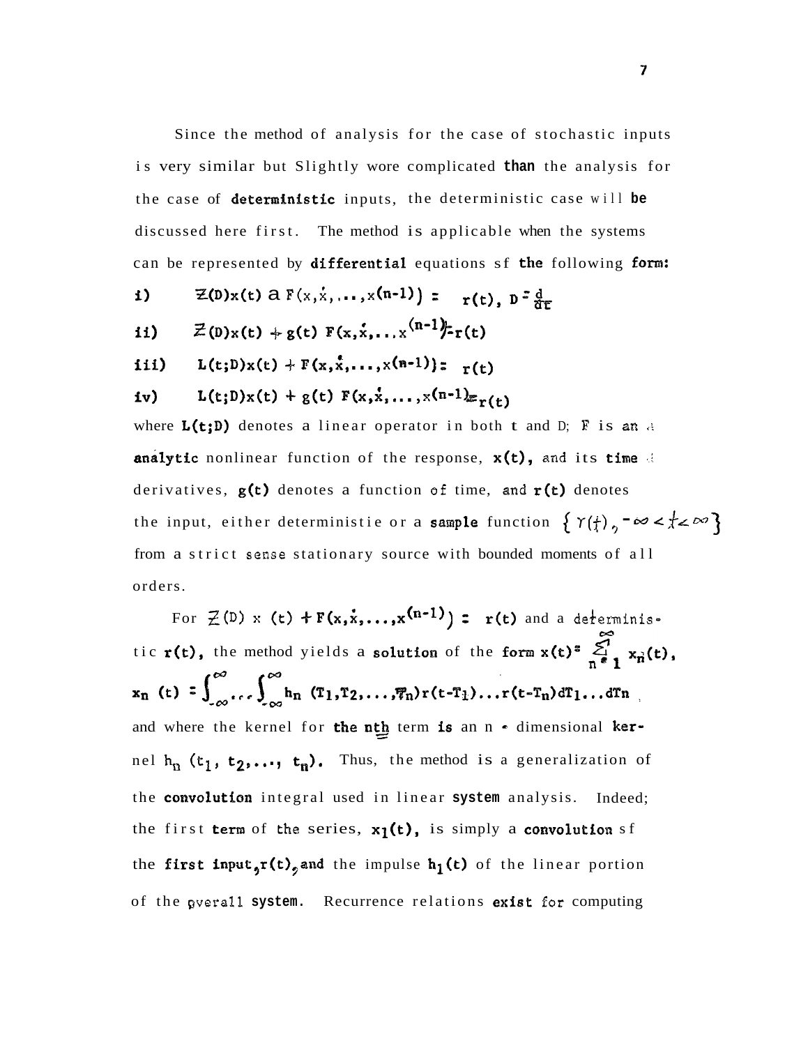Since the method of analysis for the case of stochastic inputs is very similar but Slightly wore complicated than the analysis for the case of deterministic inputs, the deterministic case will be discussed here first. The method is applicable when the systems can be represented by differential equations sf the following form:

i) $\mathcal{Z}(D)x(t) + F(x,\dot{x},\ldots,x^{(n-1)}) = r(t), \; D = \frac{d}{dt}$

ii) $\mathcal{Z}(D)x(t) + g(t)\, F(x,\dot{x},\ldots,x^{(n-1)}) = r(t)$

iii) $L(t;D)x(t) + F(x,\dot{x},\ldots,x^{(n-1)}) = r(t)$

iv) $L(t;D)x(t) + g(t)\, F(x,\dot{x},\ldots,x^{(n-1)}) = r(t)$

where $L(t;D)$ denotes a linear operator in both t and D; F is an analytic nonlinear function of the response, $x(t)$, and its time derivatives, $g(t)$ denotes a function of time, and $r(t)$ denotes the input, either deterministie or a sample function $\{ r(t), -\infty < t < \infty \}$ from a strict sense stationary source with bounded moments of all orders.

For $\mathcal{Z}(D)\, x(t) + F(x,\dot{x},\ldots,x^{(n-1)}) = r(t)$ and a deterministic $r(t)$, the method yields a solution of the form $x(t) = \sum_{n=1}^{\infty} x_n(t)$, $x_n(t) = \int_{-\infty}^{\infty} \cdots \int_{-\infty}^{\infty} h_n(T_1,T_2,\ldots,T_n)\, r(t-T_1)\ldots r(t-T_n)\, dT_1 \ldots dT_n$ and where the kernel for the $n^{th}$ term is an n - dimensional kernel $h_n(t_1, t_2, \ldots, t_n)$. Thus, the method is a generalization of the convolution integral used in linear system analysis. Indeed; the first term of the series, $x_1(t)$, is simply a convolution sf the first input, $r(t)$, and the impulse $h_1(t)$ of the linear portion of the overall system. Recurrence relations exist for computing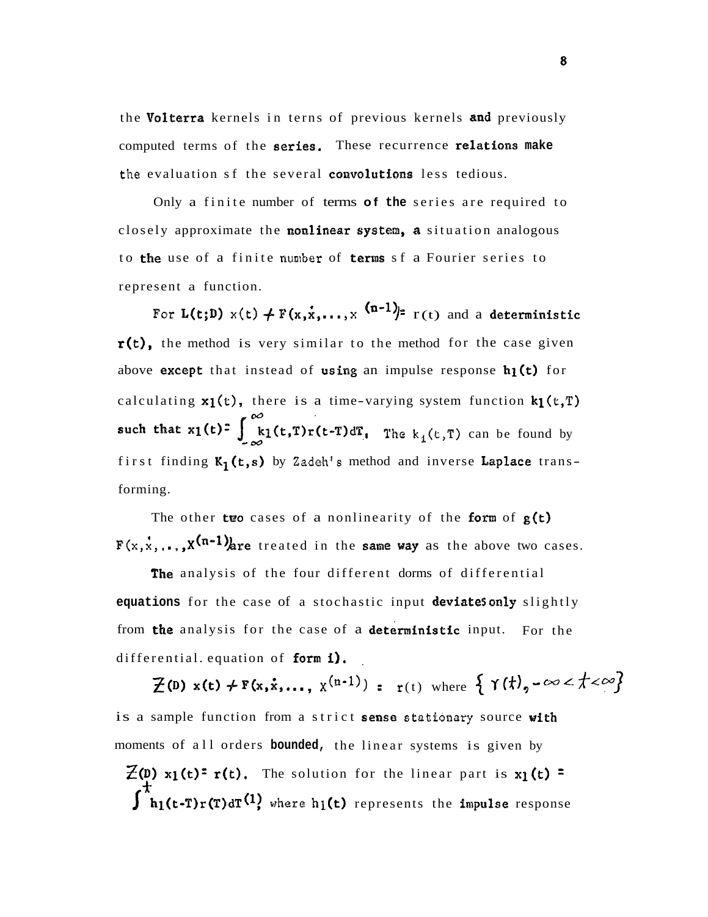the Volterra kernels in terns of previous kernels and previously computed terms of the series. These recurrence relations make the evaluation sf the several convolutions less tedious.

Only a finite number of terms of the series are required to closely approximate the nonlinear system, a situation analogous to the use of a finite number of terms sf a Fourier series to represent a function.

For $L(t;D)\,x(t) + F(x,\dot{x},\ldots,x^{(n-1)}) = r(t)$ and a deterministic $r(t)$, the method is very similar to the method for the case given above except that instead of using an impulse response $h_1(t)$ for calculating $x_1(t)$, there is a time-varying system function $k_1(t,T)$ such that $x_1(t) = \int_{-\infty}^{\infty} k_1(t,T)r(t-T)dT$. The $k_1(t,T)$ can be found by first finding $K_1(t,s)$ by Zadeh's method and inverse Laplace transforming.

The other two cases of a nonlinearity of the form of $g(t)$ $F(x,\dot{x},\ldots,x^{(n-1)})$ are treated in the same way as the above two cases.

The analysis of the four different dorms of differential equations for the case of a stochastic input deviates only slightly from the analysis for the case of a deterministic input. For the differential. equation of form i).

$$Z(D)\,x(t) + F(x,\dot{x},\ldots,x^{(n-1)}) = r(t) \text{ where } \{r(t), -\infty < t < \infty\}$$

is a sample function from a strict sense stationary source with moments of all orders bounded, the linear systems is given by $Z(D)\,x_1(t) = r(t)$. The solution for the linear part is $x_1(t) = \int^{t} h_1(t-T)r(T)dT^{(1)}$, where $h_1(t)$ represents the impulse response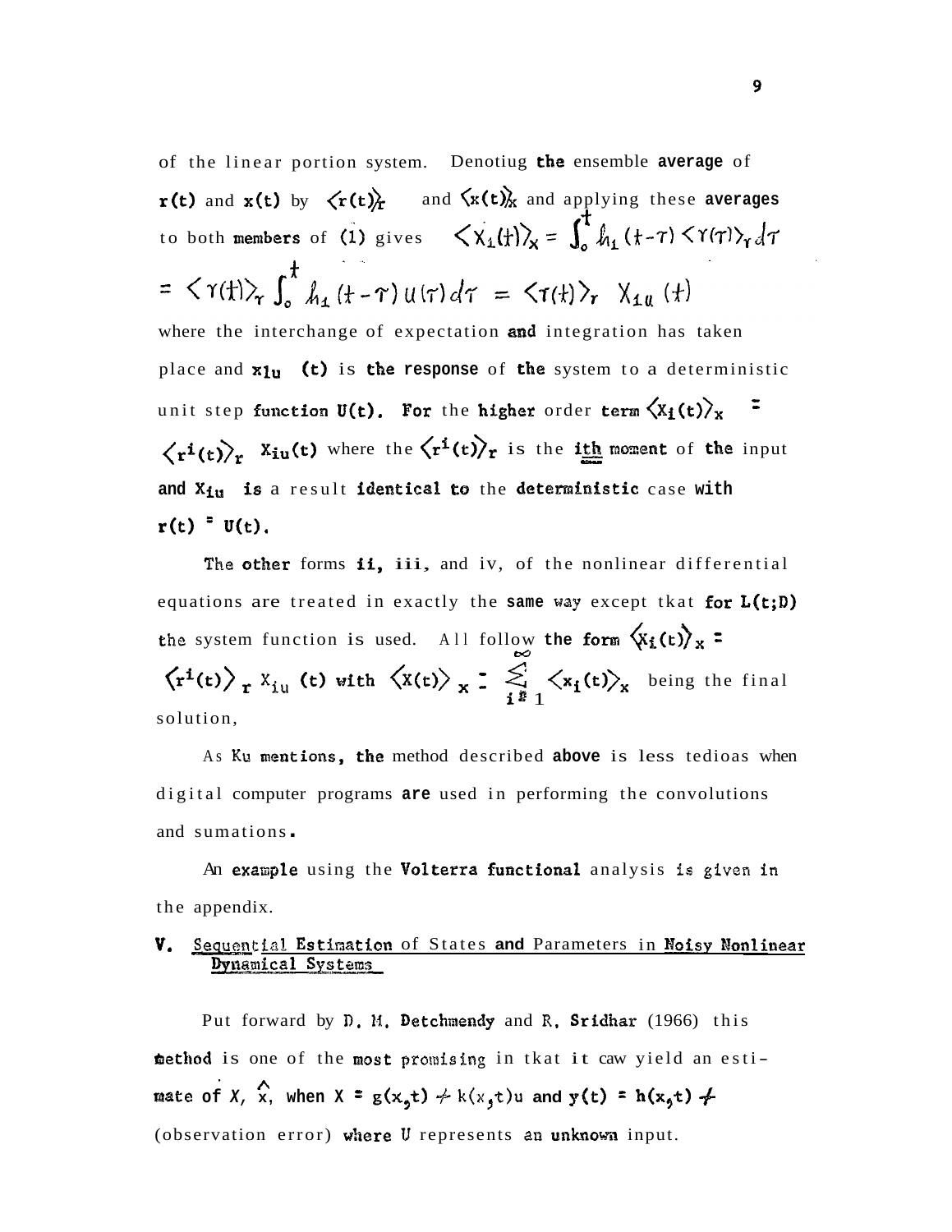of the linear portion system. Denotiug the ensemble average of $r(t)$ and $x(t)$ by $\langle r(t)\rangle_r$ and $\langle x(t)\rangle_x$ and applying these averages to both members of (1) gives $\langle x_1(t)\rangle_x = \int_0^t h_1(t-\tau)\langle r(\tau)\rangle_r d\tau$

$$= \langle r(t)\rangle_r \int_0^t h_1(t-\tau)\, U(\tau)\, d\tau = \langle r(t)\rangle_r \; X_{1u}(t)$$

where the interchange of expectation and integration has taken place and $x_{1u}$ (t) is the response of the system to a deterministic unit step function $U(t)$. For the higher order term $\langle X_i(t)\rangle_x$ = $\langle r^i(t)\rangle_r \; X_{iu}(t)$ where the $\langle r^i(t)\rangle_r$ is the ith moment of the input and $X_{iu}$ is a result identical to the deterministic case with $r(t) = U(t)$.

The other forms ii, iii, and iv, of the nonlinear differential equations are treated in exactly the same way except tkat for $L(t;D)$ the system function is used. All follow the form $\langle X_i(t)\rangle_x =$ $\langle r^i(t)\rangle_r \; X_{iu}(t)$ with $\langle X(t)\rangle_x = \sum_{i=1}^{\infty} \langle x_i(t)\rangle_x$ being the final solution,

As Ku mentions, the method described above is less tedioas when digital computer programs are used in performing the convolutions and sumations.

An example using the Volterra functional analysis is given in the appendix.

## V. Sequential Estimation of States and Parameters in Noisy Nonlinear Dynamical Systems

Put forward by D. M. Detchmendy and R. Sridhar (1966) this method is one of the most promising in tkat it caw yield an estimate of $X$, $\hat{x}$, when $\dot{X} = g(x,t) + k(x,t)u$ and $y(t) = h(x,t) +$ (observation error) where $U$ represents an unknown input.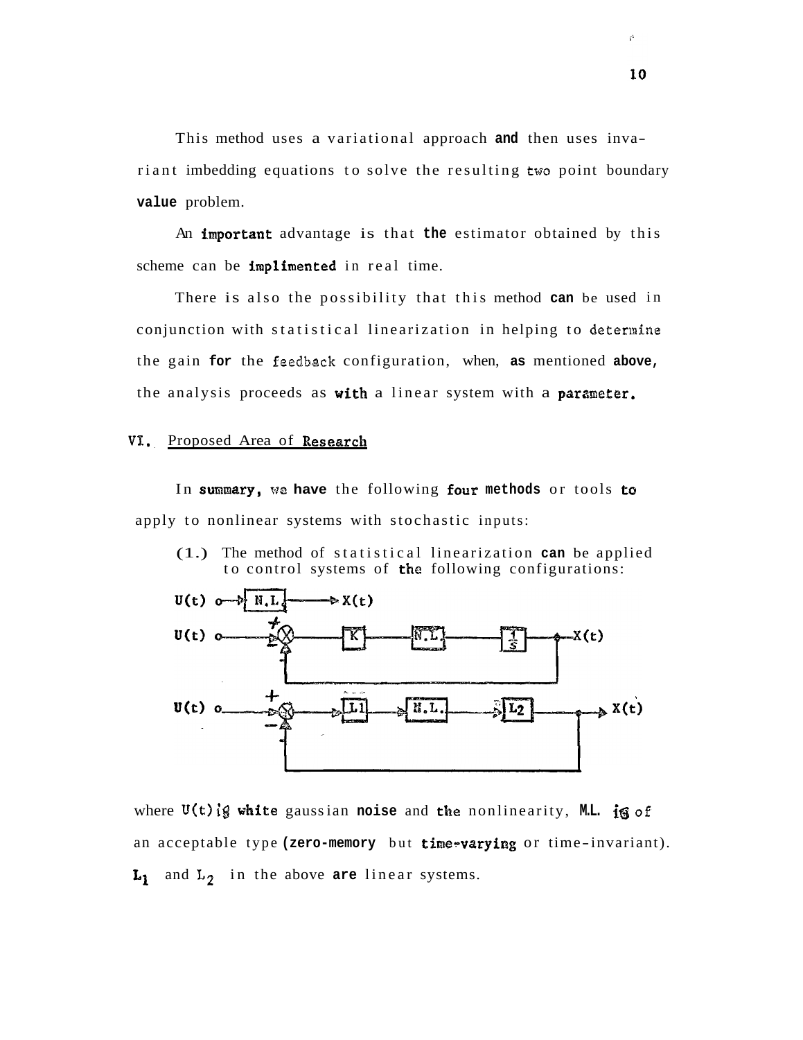This method uses a variational approach and then uses invariant imbedding equations to solve the resulting two point boundary value problem.

An important advantage is that the estimator obtained by this scheme can be implimented in real time.

There is also the possibility that this method can be used in conjunction with statistical linearization in helping to determine the gain for the feedback configuration, when, as mentioned above, the analysis proceeds as with a linear system with a parameter.

## VI. Proposed Area of Research

In summary, we have the following four methods or tools to apply to nonlinear systems with stochastic inputs:

(1.) The method of statistical linearization can be applied to control systems of the following configurations:

where $U(t)$ is white gaussian noise and the nonlinearity, N.L. is of an acceptable type (zero-memory but time-varying or time-invariant). $L_1$ and $L_2$ in the above are linear systems.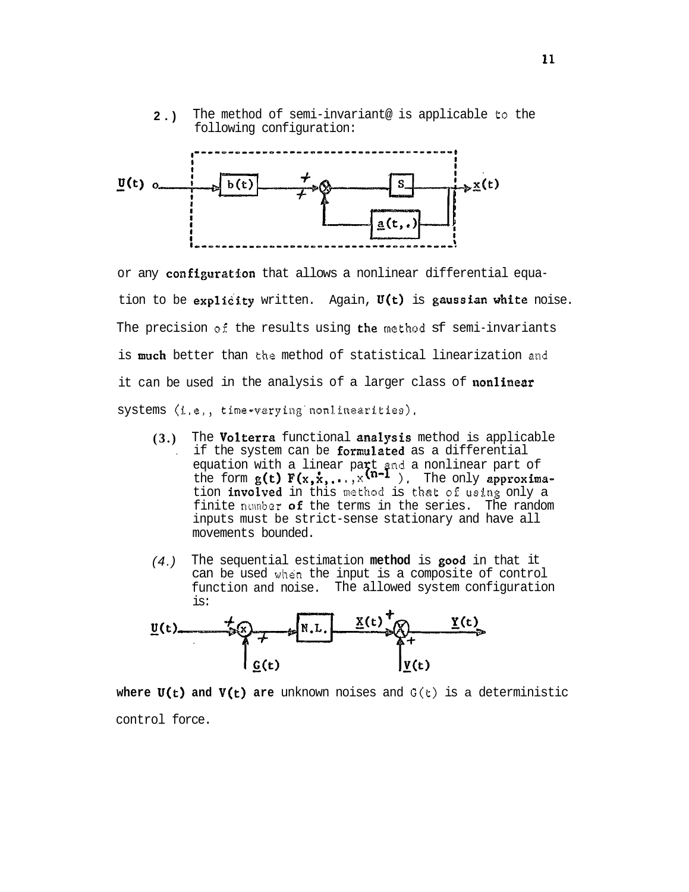2.) The method of semi-invariant@ is applicable to the following configuration:

or any configuration that allows a nonlinear differential equation to be explicity written. Again, $\underline{U}(t)$ is gaussian white noise. The precision of the results using the method of semi-invariants is much better than the method of statistical linearization and it can be used in the analysis of a larger class of nonlinear systems (i.e., time-varying nonlinearities).

(3.) The Volterra functional analysis method is applicable if the system can be formulated as a differential equation with a linear part and a nonlinear part of the form $g(t)\, F(x, \dot{x}, \ldots, x^{(n-1)})$. The only approximation involved in this method is that of using only a finite number of the terms in the series. The random inputs must be strict-sense stationary and have all movements bounded.

(4.) The sequential estimation method is good in that it can be used when the input is a composite of control function and noise. The allowed system configuration is:

where $\underline{U}(t)$ and $\underline{V}(t)$ are unknown noises and $\underline{G}(t)$ is a deterministic control force.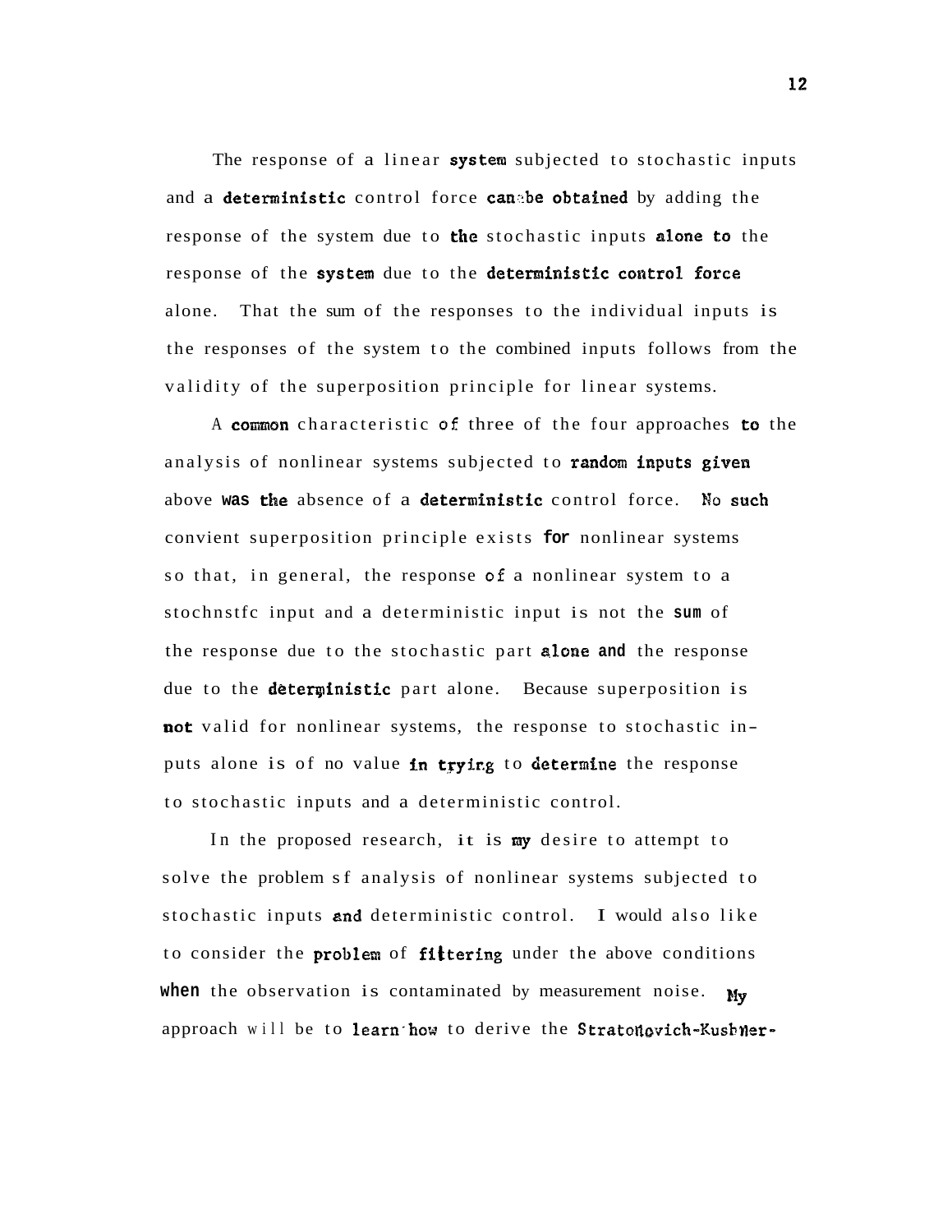The response of a linear system subjected to stochastic inputs and a deterministic control force can be obtained by adding the response of the system due to the stochastic inputs alone to the response of the system due to the deterministic control force alone. That the sum of the responses to the individual inputs is the responses of the system to the combined inputs follows from the validity of the superposition principle for linear systems.

A common characteristic of three of the four approaches to the analysis of nonlinear systems subjected to random inputs given above was the absence of a deterministic control force. No such convient superposition principle exists for nonlinear systems so that, in general, the response of a nonlinear system to a stochnstfc input and a deterministic input is not the sum of the response due to the stochastic part alone and the response due to the deterministic part alone. Because superposition is not valid for nonlinear systems, the response to stochastic inputs alone is of no value in trying to determine the response to stochastic inputs and a deterministic control.

In the proposed research, it is my desire to attempt to solve the problem sf analysis of nonlinear systems subjected to stochastic inputs and deterministic control. I would also like to consider the problem of filtering under the above conditions when the observation is contaminated by measurement noise. My approach will be to learn how to derive the Stratonovich-Kushner-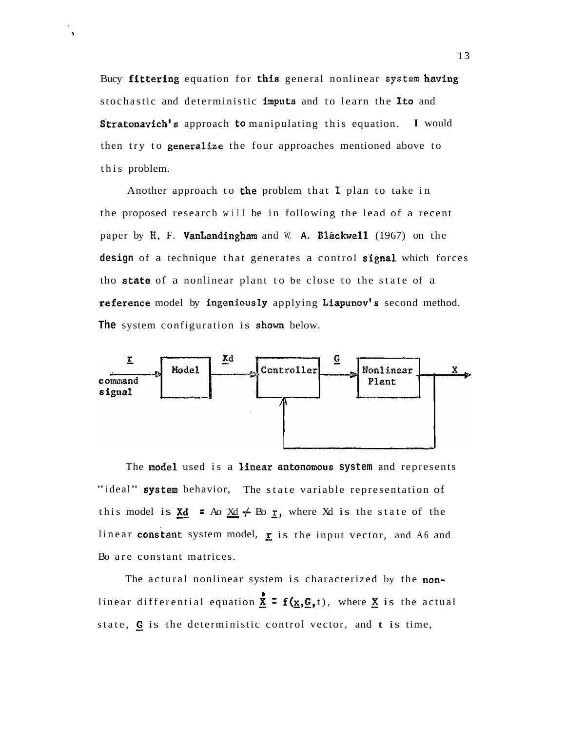Bucy filtering equation for this general nonlinear system having stochastic and deterministic imputs and to learn the Ito and Stratonavich's approach to manipulating this equation. I would then try to generalize the four approaches mentioned above to this problem.

Another approach to the problem that I plan to take in the proposed research will be in following the lead of a recent paper by H. F. VanLandingham and W. A. Blackwell (1967) on the design of a technique that generates a control signal which forces tho state of a nonlinear plant to be close to the state of a reference model by ingeniously applying Liapunov's second method. The system configuration is shown below.

```
  r          +-------+   Xd    +------------+   G    +-----------+
------------>| Model |-------->| Controller |------->| Nonlinear |----+---> X
command      +-------+         +------------+        |   Plant   |    |
signal                               ^               +-----------+    |
                                     |                                |
                                     +--------------------------------+
```

The model used is a linear antonomous system and represents "ideal" system behavior, The state variable representation of this model is $\dot{\underline{Xd}} = Ao\ \underline{Xd} + Bo\ \underline{r}$, where Xd is the state of the linear constant system model, $\underline{r}$ is the input vector, and A6 and Bo are constant matrices.

The actural nonlinear system is characterized by the nonlinear differential equation $\dot{\underline{X}} = f(\underline{x}, \underline{G}, t)$, where $\underline{X}$ is the actual state, $\underline{G}$ is the deterministic control vector, and t is time,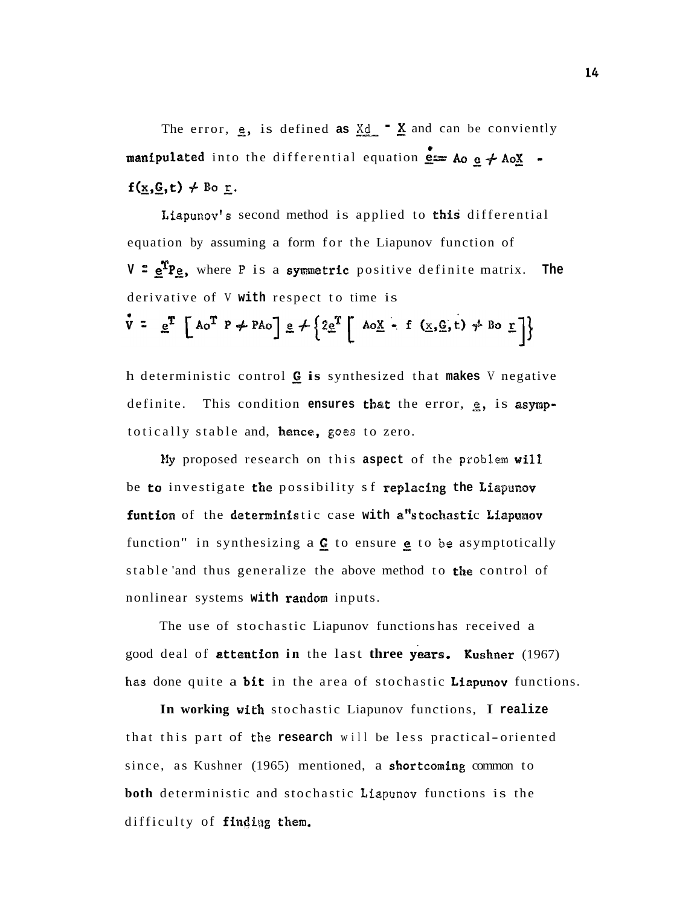The error, $\underline{e}$, is defined as $\underline{X}_d - \underline{X}$ and can be conviently manipulated into the differential equation $\dot{\underline{e}} = A_o \underline{e} + A_o\underline{X} - f(\underline{x},\underline{G},t) + B_o \underline{r}$.

Liapunov's second method is applied to this differential equation by assuming a form for the Liapunov function of $V = \underline{e}^T P \underline{e}$, where P is a symmetric positive definite matrix. The derivative of V with respect to time is

$$\dot{V} = \underline{e}^T \left[ A_o^T P + P A_o \right] \underline{e} + \left\{ 2\underline{e}^T \left[ A_o\underline{X} - f(\underline{x},\underline{G},t) + B_o \underline{r} \right] \right\}$$

h deterministic control $\underline{G}$ is synthesized that makes V negative definite. This condition ensures that the error, $\underline{e}$, is asymptotically stable and, hence, goes to zero.

My proposed research on this aspect of the problem will be to investigate the possibility sf replacing the Liapunov funtion of the deterministic case with a"stochastic Liapunov function" in synthesizing a $\underline{G}$ to ensure $\underline{e}$ to be asymptotically stable 'and thus generalize the above method to the control of nonlinear systems with random inputs.

The use of stochastic Liapunov functions has received a good deal of attention in the last three years. Kushner (1967) has done quite a bit in the area of stochastic Liapunov functions.

In working with stochastic Liapunov functions, I realize that this part of the research will be less practical-oriented since, as Kushner (1965) mentioned, a shortcoming common to both deterministic and stochastic Liapunov functions is the difficulty of finding them.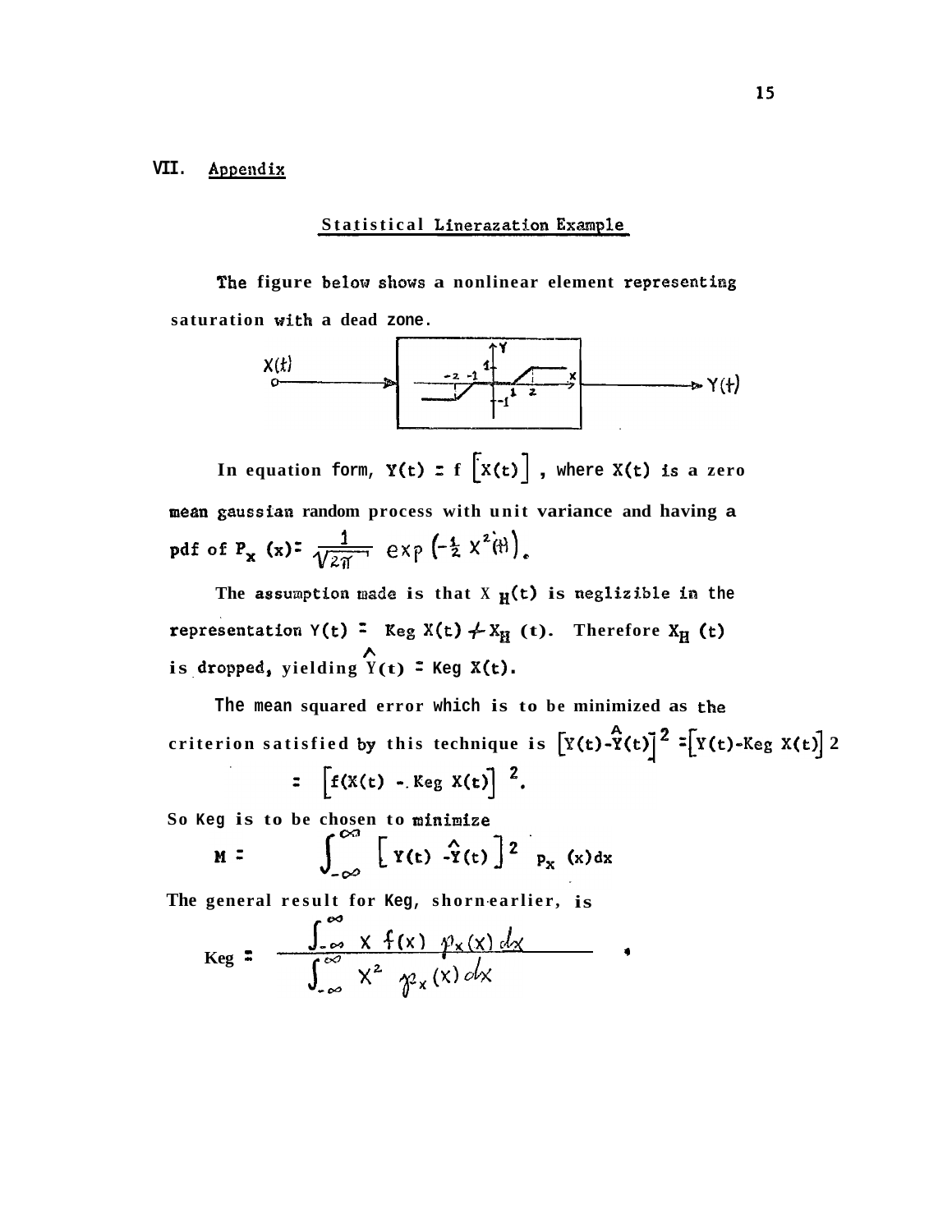## VII. Appendix

### Statistical Linerazation Example

The figure below shows a nonlinear element representing saturation with a dead zone.

$X(t)$ → [nonlinear element] → $Y(t)$

In equation form, $Y(t) = f\left[X(t)\right]$, where $X(t)$ is a zero mean gaussian random process with unit variance and having a pdf of $P_x(x) = \frac{1}{\sqrt{2\pi}} \exp\left(-\frac{1}{2} X^2(t)\right)$.

The assumption made is that $X_H(t)$ is neglizible in the representation $Y(t) = K_{eg} X(t) + X_H(t)$. Therefore $X_H(t)$ is dropped, yielding $\hat{Y}(t) = K_{eg} X(t)$.

The mean squared error which is to be minimized as the criterion satisfied by this technique is $\left[Y(t) - \hat{Y}(t)\right]^2 = \left[Y(t) - K_{eg} X(t)\right]^2$

$$= \left[f(X(t)) - K_{eg} X(t)\right]^2.$$

So $K_{eg}$ is to be chosen to minimize

$$M = \int_{-\infty}^{\infty} \left[Y(t) - \hat{Y}(t)\right]^2 p_x(x)dx$$

The general result for $K_{eg}$, shorn earlier, is

$$K_{eg} = \frac{\int_{-\infty}^{\infty} x f(x) \, p_x(x) \, dx}{\int_{-\infty}^{\infty} x^2 \, p_x(x) \, dx}.$$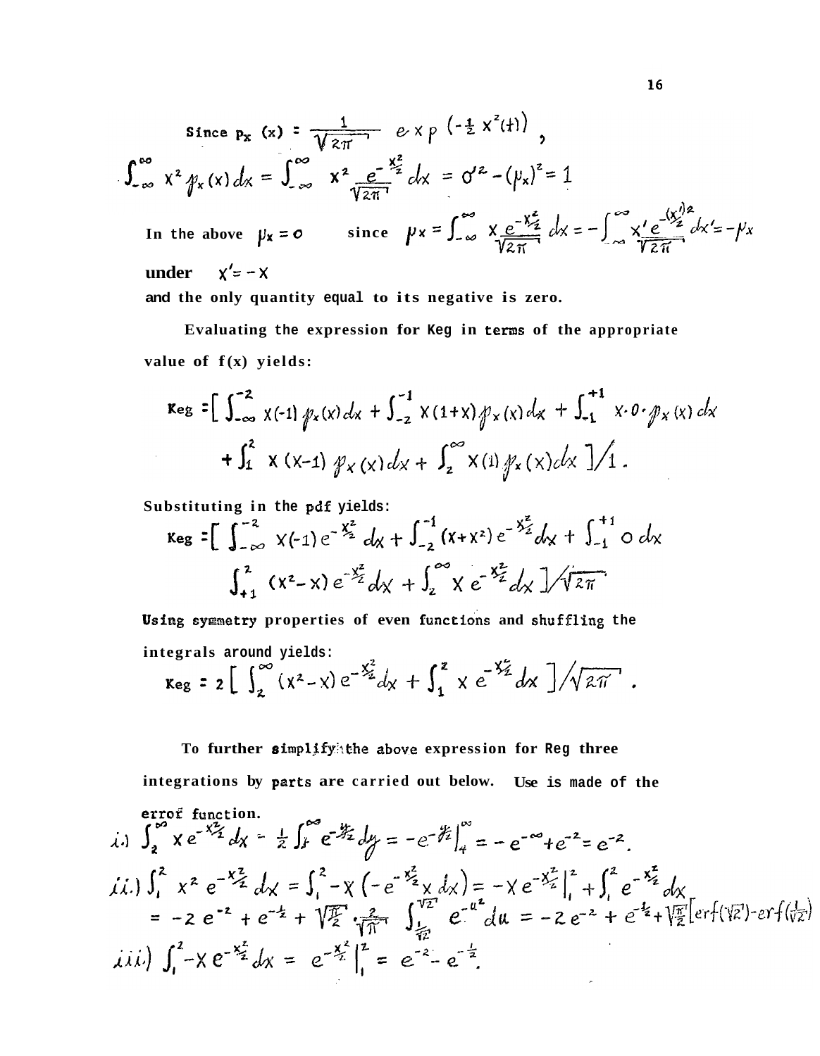Since $p_x(x) = \frac{1}{\sqrt{2\pi}} \; exp\left(-\frac{1}{2}x^2(t)\right)$,

$$\int_{-\infty}^{\infty} x^2 p_x(x)\,dx = \int_{-\infty}^{\infty} x^2 \frac{e^{-\frac{x^2}{2}}}{\sqrt{2\pi}}\,dx = \sigma^2 - (\mu_x)^2 = 1$$

In the above $\mu_x = 0$ since $\mu_x = \int_{-\infty}^{\infty} x \frac{e^{-\frac{x^2}{2}}}{\sqrt{2\pi}}\,dx = -\int_{-\infty}^{\infty} x' \frac{e^{-\frac{(x')^2}{2}}}{\sqrt{2\pi}}\,dx' = -\mu_x$

under $x' = -x$

and the only quantity equal to its negative is zero.

Evaluating the expression for Keg in terms of the appropriate value of $f(x)$ yields:

$$\text{Keg} = \Big[\int_{-\infty}^{-2} x(-1)\,p_x(x)\,dx + \int_{-2}^{-1} x(1+x)\,p_x(x)\,dx + \int_{-1}^{+1} x\cdot 0\cdot p_x(x)\,dx$$
$$+ \int_{1}^{2} x(x-1)\,p_x(x)\,dx + \int_{2}^{\infty} x(1)\,p_x(x)\,dx\Big]/1.$$

Substituting in the pdf yields:

$$\text{Keg} = \Big[\int_{-\infty}^{-2} x(-1)\,e^{-\frac{x^2}{2}}\,dx + \int_{-2}^{-1}(x+x^2)\,e^{-\frac{x^2}{2}}\,dx + \int_{-1}^{+1} 0\,dx$$
$$\int_{+1}^{2}(x^2-x)\,e^{-\frac{x^2}{2}}\,dx + \int_{2}^{\infty} x\,e^{-\frac{x^2}{2}}\,dx\Big]/\sqrt{2\pi}$$

Using symmetry properties of even functions and shuffling the integrals around yields:

$$\text{Keg} = 2\Big[\int_{2}^{\infty}(x^2-x)\,e^{-\frac{x^2}{2}}\,dx + \int_{1}^{2} x\,e^{-\frac{x^2}{2}}\,dx\Big]/\sqrt{2\pi}.$$

To further simplify the above expression for Keg three integrations by parts are carried out below. Use is made of the error function.

i.) $\int_{2}^{\infty} x\,e^{-\frac{x^2}{2}}\,dx = \frac{1}{2}\int_{4}^{\infty} e^{-\frac{y}{2}}\,dy = -e^{-\frac{y}{2}}\Big|_{4}^{\infty} = -e^{-\infty} + e^{-2} = e^{-2}.$

ii.) $\int_{1}^{2} x^2\,e^{-\frac{x^2}{2}}\,dx = \int_{1}^{2} -x\left(-e^{-\frac{x^2}{2}}x\,dx\right) = -x\,e^{-\frac{x^2}{2}}\Big|_{1}^{2} + \int_{1}^{2} e^{-\frac{x^2}{2}}\,dx$

$= -2\,e^{-2} + e^{-\frac{1}{2}} + \sqrt{\frac{\pi}{2}}\cdot\frac{2}{\sqrt{\pi}}\int_{\frac{1}{\sqrt{2}}}^{\sqrt{2}} e^{-u^2}\,du = -2\,e^{-2} + e^{-\frac{1}{2}} + \sqrt{\frac{\pi}{2}}\left[erf(\sqrt{2}) - erf(\tfrac{1}{\sqrt{2}})\right]$

iii.) $\int_{1}^{2} -x\,e^{-\frac{x^2}{2}}\,dx = e^{-\frac{x^2}{2}}\Big|_{1}^{2} = e^{-2} - e^{-\frac{1}{2}}.$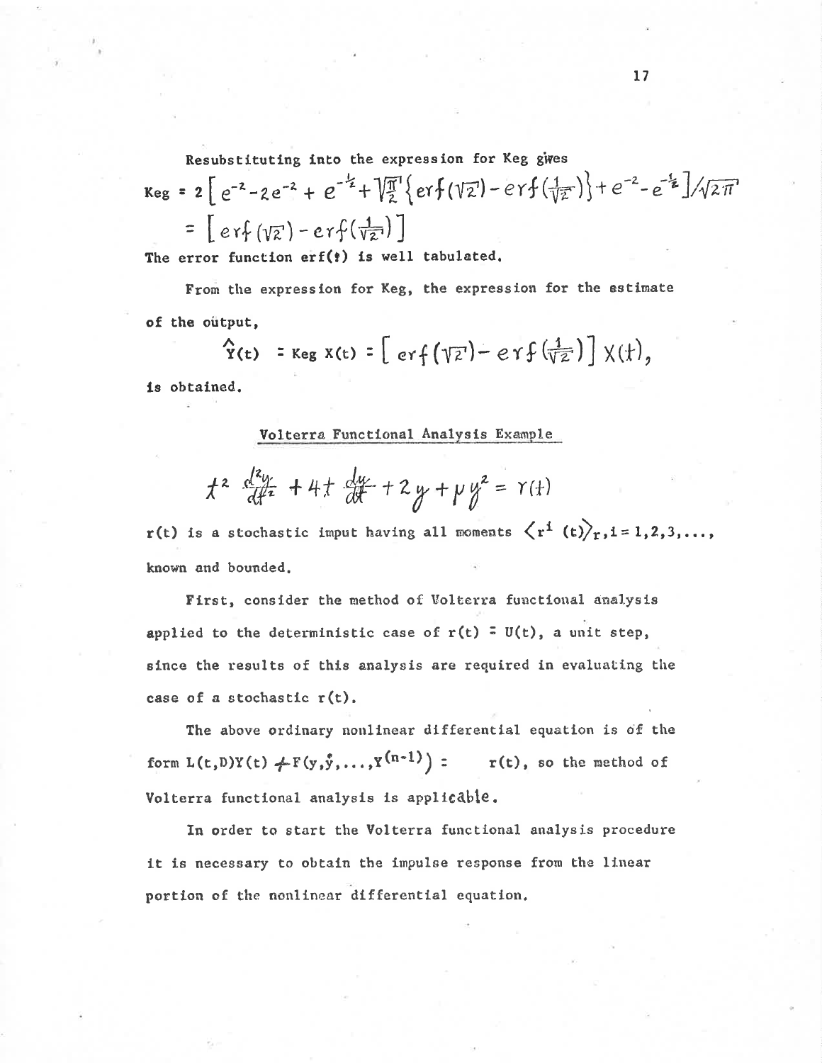Resubstituting into the expression for Keg gives

$$\text{Keg} = 2\left[e^{-2} - 2e^{-2} + e^{-\frac{1}{2}} + \sqrt{\tfrac{\pi}{2}}\left\{erf(\sqrt{2}) - erf\left(\tfrac{1}{\sqrt{2}}\right)\right\} + e^{-2} - e^{-\frac{1}{2}}\right] / \sqrt{2\pi}$$

$$= \left[erf(\sqrt{2}) - erf\left(\tfrac{1}{\sqrt{2}}\right)\right]$$

The error function erf(•) is well tabulated.

From the expression for Keg, the expression for the estimate of the output,

$$\hat{Y}(t) = \text{Keg } X(t) = \left[erf(\sqrt{2}) - erf\left(\tfrac{1}{\sqrt{2}}\right)\right] X(t),$$

is obtained.

## Volterra Functional Analysis Example

$$t^2 \frac{d^2y}{dt^2} + 4t\frac{dy}{dt} + 2y + \mu y^2 = r(t)$$

$r(t)$ is a stochastic input having all moments $\langle r^i(t)\rangle_r, i = 1,2,3,\ldots,$ known and bounded.

First, consider the method of Volterra functional analysis applied to the deterministic case of $r(t) = U(t)$, a unit step, since the results of this analysis are required in evaluating the case of a stochastic $r(t)$.

The above ordinary nonlinear differential equation is of the form $L(t,D)Y(t) + F(y,\dot{y},\ldots,Y^{(n-1)}) = r(t)$, so the method of Volterra functional analysis is applicable.

In order to start the Volterra functional analysis procedure it is necessary to obtain the impulse response from the linear portion of the nonlinear differential equation.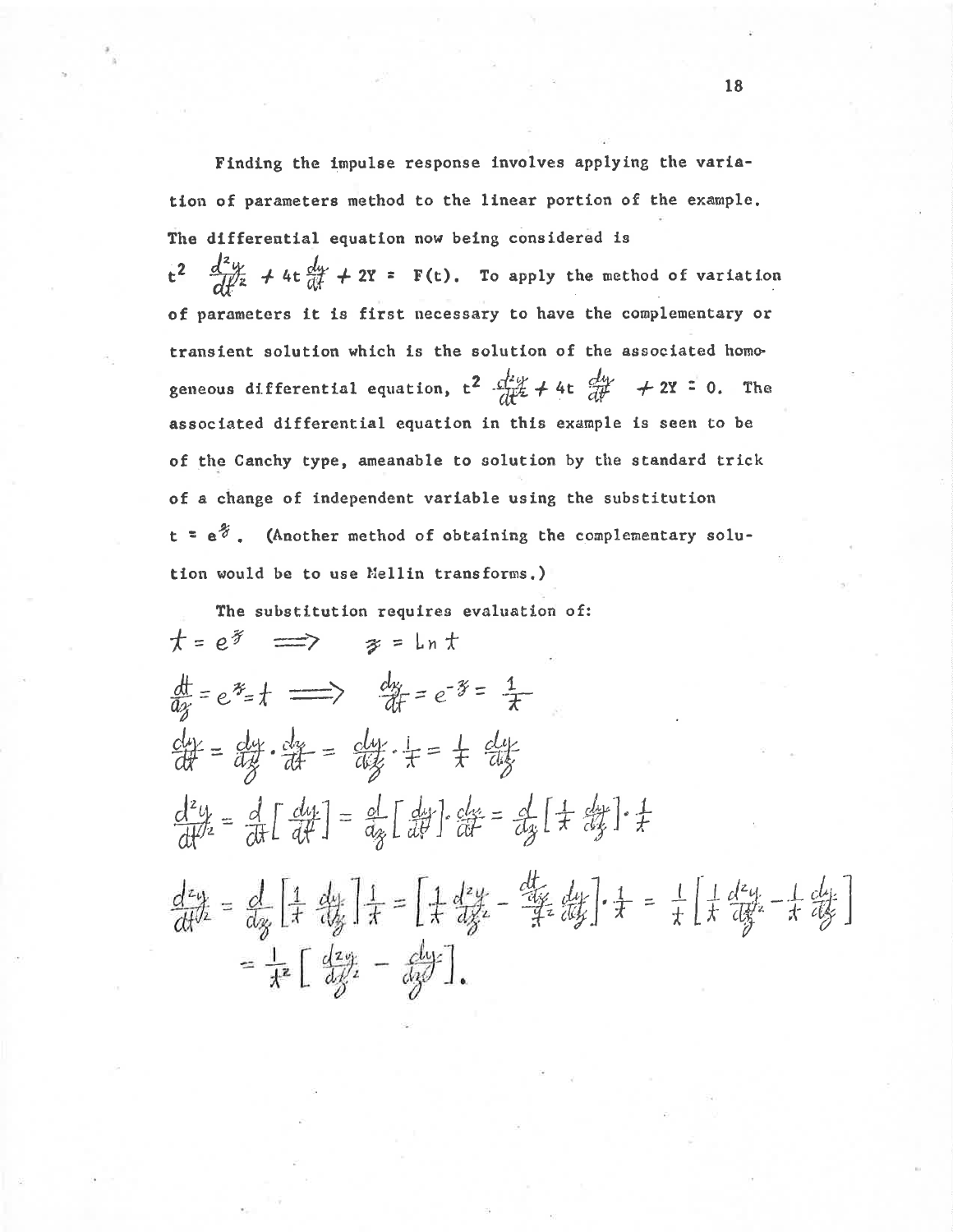Finding the impulse response involves applying the variation of parameters method to the linear portion of the example. The differential equation now being considered is $t^2 \frac{d^2y}{dt^2} + 4t\frac{dy}{dt} + 2Y = F(t)$. To apply the method of variation of parameters it is first necessary to have the complementary or transient solution which is the solution of the associated homogeneous differential equation, $t^2 \frac{d^2y}{dt^2} + 4t \frac{dy}{dt} + 2Y = 0$. The associated differential equation in this example is seen to be of the Canchy type, ameanable to solution by the standard trick of a change of independent variable using the substitution $t = e^z$. (Another method of obtaining the complementary solution would be to use Mellin transforms.)

The substitution requires evaluation of:

$$t = e^z \implies z = \ln t$$

$$\frac{dt}{dz} = e^z = t \implies \frac{dz}{dt} = e^{-z} = \frac{1}{t}$$

$$\frac{dy}{dt} = \frac{dy}{dz} \cdot \frac{dz}{dt} = \frac{dy}{dz} \cdot \frac{1}{t} = \frac{1}{t}\frac{dy}{dz}$$

$$\frac{d^2y}{dt^2} = \frac{d}{dt}\left[\frac{dy}{dt}\right] = \frac{d}{dz}\left[\frac{dy}{dt}\right] \cdot \frac{dz}{dt} = \frac{d}{dz}\left[\frac{1}{t}\frac{dy}{dz}\right] \cdot \frac{1}{t}$$

$$\frac{d^2y}{dt^2} = \frac{d}{dz}\left[\frac{1}{t}\frac{dy}{dz}\right]\frac{1}{t} = \left[\frac{1}{t}\frac{d^2y}{dz^2} - \frac{\frac{dt}{dz}}{t^2}\frac{dy}{dz}\right] \cdot \frac{1}{t} = \frac{1}{t}\left[\frac{1}{t}\frac{d^2y}{dz^2} - \frac{1}{t}\frac{dy}{dz}\right]$$

$$= \frac{1}{t^2}\left[\frac{d^2y}{dz^2} - \frac{dy}{dz}\right].$$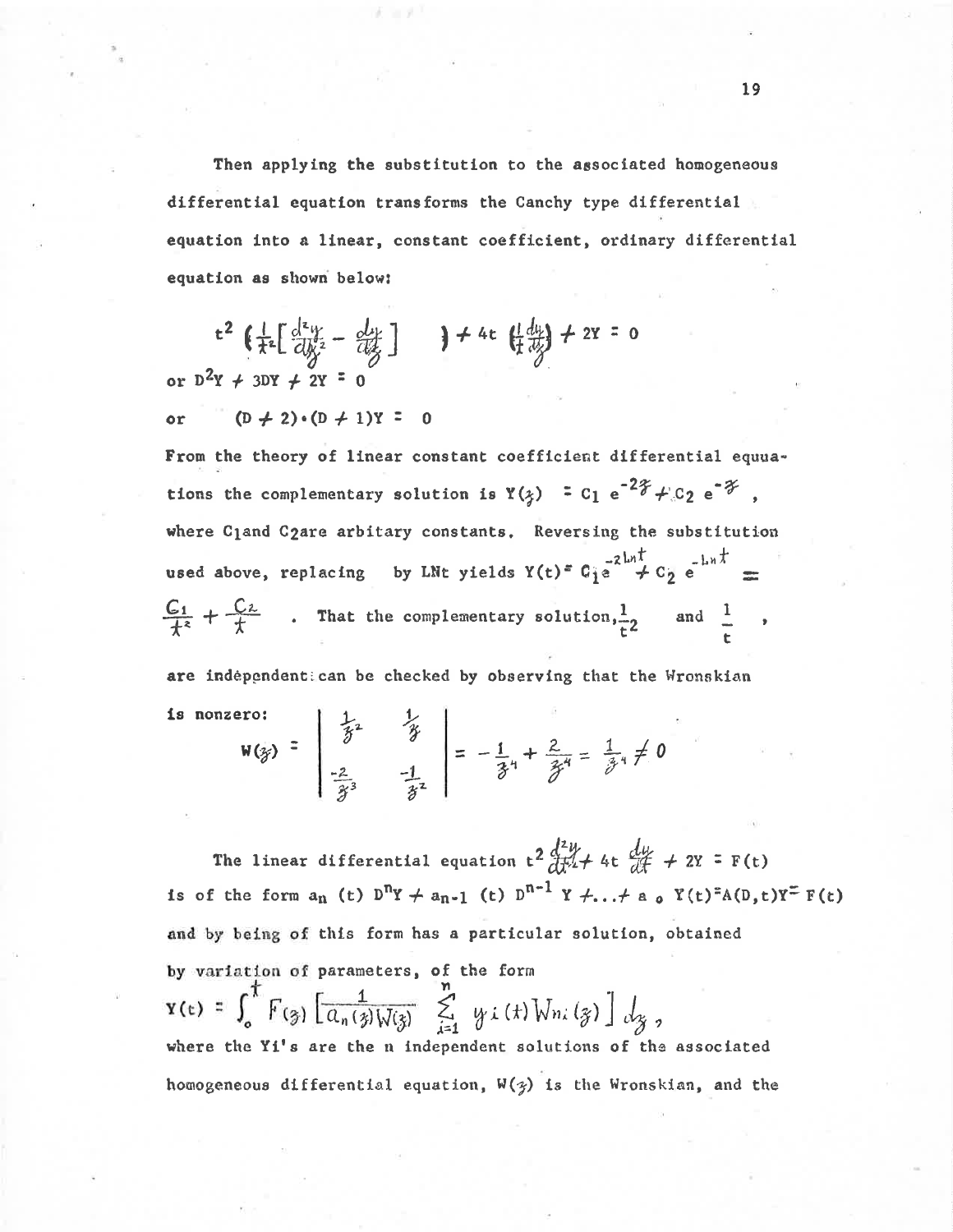Then applying the substitution to the associated homogeneous differential equation transforms the Canchy type differential equation into a linear, constant coefficient, ordinary differential equation as shown below:

$$t^2 \left( \frac{1}{t^2}\left[ \frac{d^2y}{dz^2} - \frac{dy}{dz} \right] \right) + 4t \left( \frac{1}{t}\frac{dy}{dz} \right) + 2Y = 0$$

or $D^2Y + 3DY + 2Y = 0$

or $\quad (D + 2)\cdot(D + 1)Y = 0$

From the theory of linear constant coefficient differential equuations the complementary solution is $Y(z) = C_1 e^{-2z} + C_2 e^{-z}$, where $C_1$ and $C_2$ are arbitary constants. Reversing the substitution used above, replacing by LNt yields $Y(t) = C_1 e^{-2\ln t} + C_2 e^{-\ln t} = \frac{C_1}{t^2} + \frac{C_2}{t}$. That the complementary solution, $\frac{1}{t^2}$ and $\frac{1}{t}$, are independent can be checked by observing that the Wronskian is nonzero:

$$W(z) = \begin{vmatrix} \frac{1}{z^2} & \frac{1}{z} \\ \frac{-2}{z^3} & \frac{-1}{z^2} \end{vmatrix} = -\frac{1}{z^4} + \frac{2}{z^4} = \frac{1}{z^4} \neq 0$$

The linear differential equation $t^2 \frac{d^2y}{dt^2} + 4t \frac{dy}{dt} + 2Y = F(t)$ is of the form $a_n(t)\, D^nY + a_{n-1}(t)\, D^{n-1}Y + \ldots + a_0\, Y(t) = A(D,t)Y = F(t)$ and by being of this form has a particular solution, obtained by variation of parameters, of the form

$$Y(t) = \int_0^t F(z) \left[ \frac{1}{a_n(z)W(z)} \sum_{i=1}^{n} y_i(t) W_{ni}(z) \right] dz,$$

where the Yi's are the n independent solutions of the associated homogeneous differential equation, $W(z)$ is the Wronskian, and the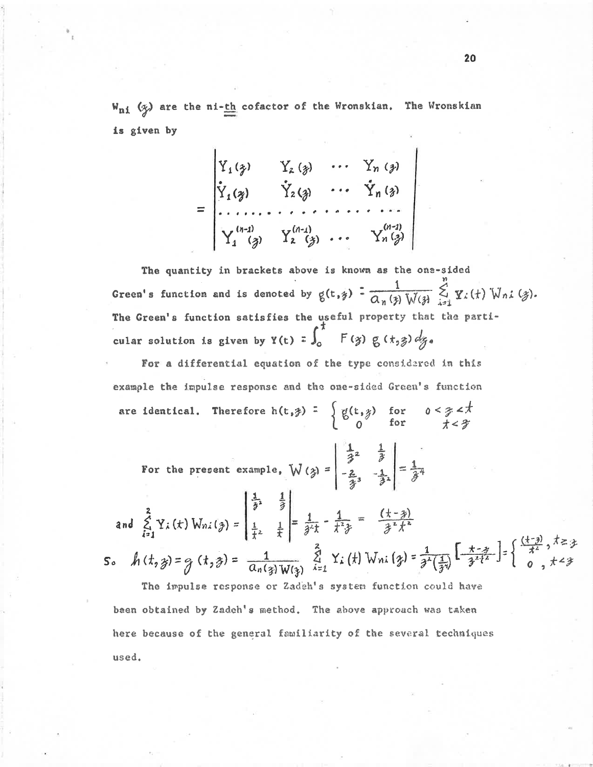$W_{ni}(\zeta)$ are the ni-th cofactor of the Wronskian. The Wronskian is given by

$$= \begin{vmatrix} Y_1(\zeta) & Y_2(\zeta) & \cdots & Y_n(\zeta) \\ \dot{Y}_1(\zeta) & \dot{Y}_2(\zeta) & \cdots & \dot{Y}_n(\zeta) \\ \cdots & \cdots & \cdots & \cdots \\ Y_1^{(n-1)}(\zeta) & Y_2^{(n-1)}(\zeta) & \cdots & Y_n^{(n-1)}(\zeta) \end{vmatrix}$$

The quantity in brackets above is known as the one-sided Green's function and is denoted by $g(t,\zeta) = \frac{1}{a_n(\zeta)\,W(\zeta)} \sum_{i=1}^{n} Y_i(t)\, W_{ni}(\zeta)$. The Green's function satisfies the useful property that the particular solution is given by $Y(t) = \int_0^t F(\zeta)\, g(t,\zeta)\, d\zeta$.

For a differential equation of the type considered in this example the impulse response and the one-sided Green's function are identical. Therefore $h(t,\zeta) = \begin{cases} g(t,\zeta) & \text{for} \quad 0 < \zeta < t \\ 0 & \text{for} \quad t < \zeta \end{cases}$

For the present example, $W(\zeta) = \begin{vmatrix} \frac{1}{\zeta^2} & \frac{1}{\zeta} \\ -\frac{2}{\zeta^3} & -\frac{1}{\zeta^2} \end{vmatrix} = \frac{1}{\zeta^4}$

and $\sum_{i=1}^{2} Y_i(t)\, W_{ni}(\zeta) = \begin{vmatrix} \frac{1}{\zeta^2} & \frac{1}{\zeta} \\ \frac{1}{t^2} & \frac{1}{t} \end{vmatrix} = \frac{1}{\zeta^2 t} - \frac{1}{t^2 \zeta} = \frac{(t-\zeta)}{\zeta^2 t^2}$

So $h(t,\zeta) = g(t,\zeta) = \frac{1}{a_n(\zeta) W(\zeta)} \sum_{i=1}^{2} Y_i(t)\, W_{ni}(\zeta) = \frac{1}{\zeta^2\left(\frac{1}{\zeta^4}\right)}\left[\frac{t-\zeta}{\zeta^2 t^2}\right] = \begin{cases} \frac{(t-\zeta)}{t^2}, & t \geq \zeta \\ 0, & t < \zeta \end{cases}$

The impulse response or Zadeh's system function could have been obtained by Zadeh's method. The above approach was taken here because of the general familiarity of the several techniques used.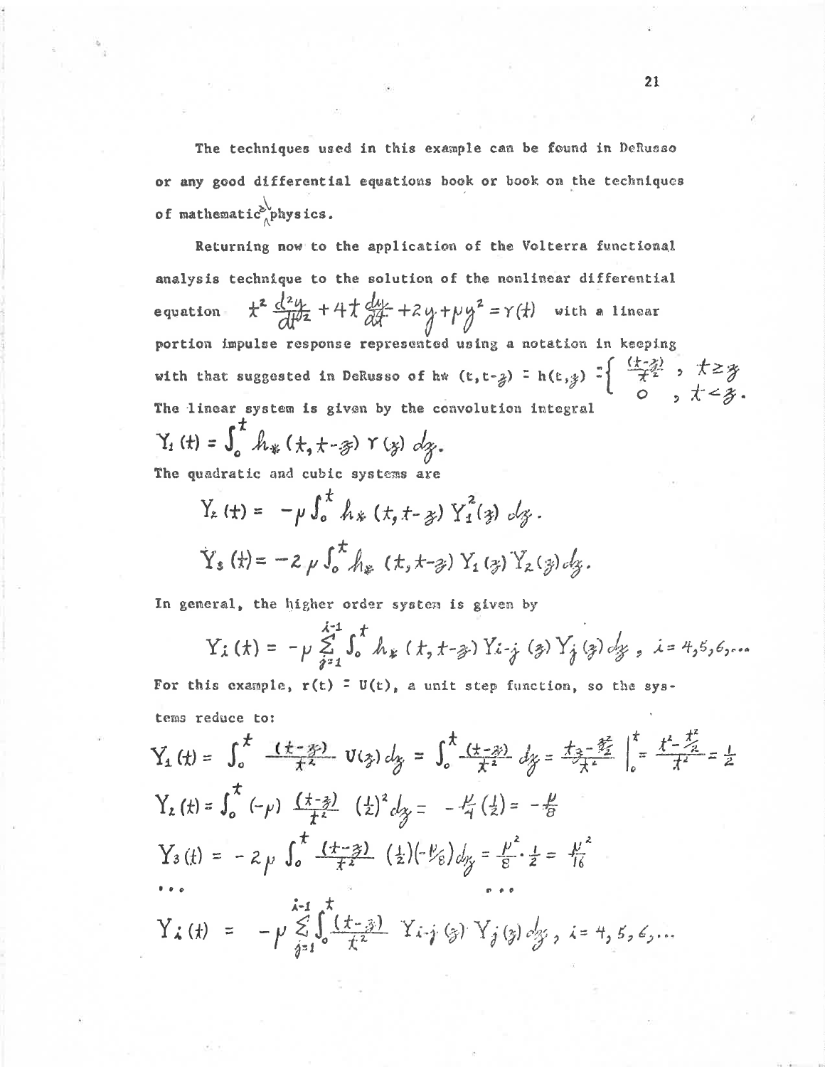The techniques used in this example can be found in DeRusso or any good differential equations book or book on the techniques of mathematical physics.

Returning now to the application of the Volterra functional analysis technique to the solution of the nonlinear differential equation $t^2 \frac{d^2y}{dt^2} + 4t\frac{dy}{dt} + 2y + \mu y^2 = r(t)$ with a linear portion impulse response represented using a notation in keeping with that suggested in DeRusso of $h*(t, t-\zeta) = h(t,\zeta) = \begin{cases} \frac{(t-\zeta)}{t^2}, & t \geq \zeta \\ 0, & t < \zeta. \end{cases}$

The linear system is given by the convolution integral

$$Y_1(t) = \int_0^t h_*(t, t-\zeta)\, r(\zeta)\, d\zeta.$$

The quadratic and cubic systems are

$$Y_2(t) = -\mu \int_0^t h_*(t, t-\zeta)\, Y_1^2(\zeta)\, d\zeta.$$

$$Y_3(t) = -2\mu \int_0^t h_*(t, t-\zeta)\, Y_1(\zeta)\, Y_2(\zeta)\, d\zeta.$$

In general, the higher order system is given by

$$Y_i(t) = -\mu \sum_{j=1}^{i-1} \int_0^t h_*(t, t-\zeta)\, Y_{i-j}(\zeta)\, Y_j(\zeta)\, d\zeta, \quad i = 4,5,6,\ldots$$

For this example, $r(t) = U(t)$, a unit step function, so the systems reduce to:

$$Y_1(t) = \int_0^t \frac{(t-\zeta)}{t^2} U(\zeta)\, d\zeta = \int_0^t \frac{(t-\zeta)}{t^2}\, d\zeta = \frac{t\zeta - \frac{\zeta^2}{2}}{t^2}\Bigg|_0^t = \frac{t^2 - \frac{t^2}{2}}{t^2} = \frac{1}{2}$$

$$Y_2(t) = \int_0^t (-\mu)\, \frac{(t-\zeta)}{t^2}\, \left(\tfrac{1}{2}\right)^2 d\zeta = -\frac{\mu}{4}\left(\tfrac{1}{2}\right) = -\frac{\mu}{8}$$

$$Y_3(t) = -2\mu \int_0^t \frac{(t-\zeta)}{t^2}\, \left(\tfrac{1}{2}\right)\left(-\tfrac{\mu}{8}\right) d\zeta = \frac{\mu^2}{8}\cdot\frac{1}{2} = \frac{\mu^2}{16}$$

$$\cdots \qquad\qquad \cdots$$

$$Y_i(t) = -\mu \sum_{j=1}^{i-1} \int_0^t \frac{(t-\zeta)}{t^2}\, Y_{i-j}(\zeta)\, Y_j(\zeta)\, d\zeta, \quad i = 4,5,6,\ldots$$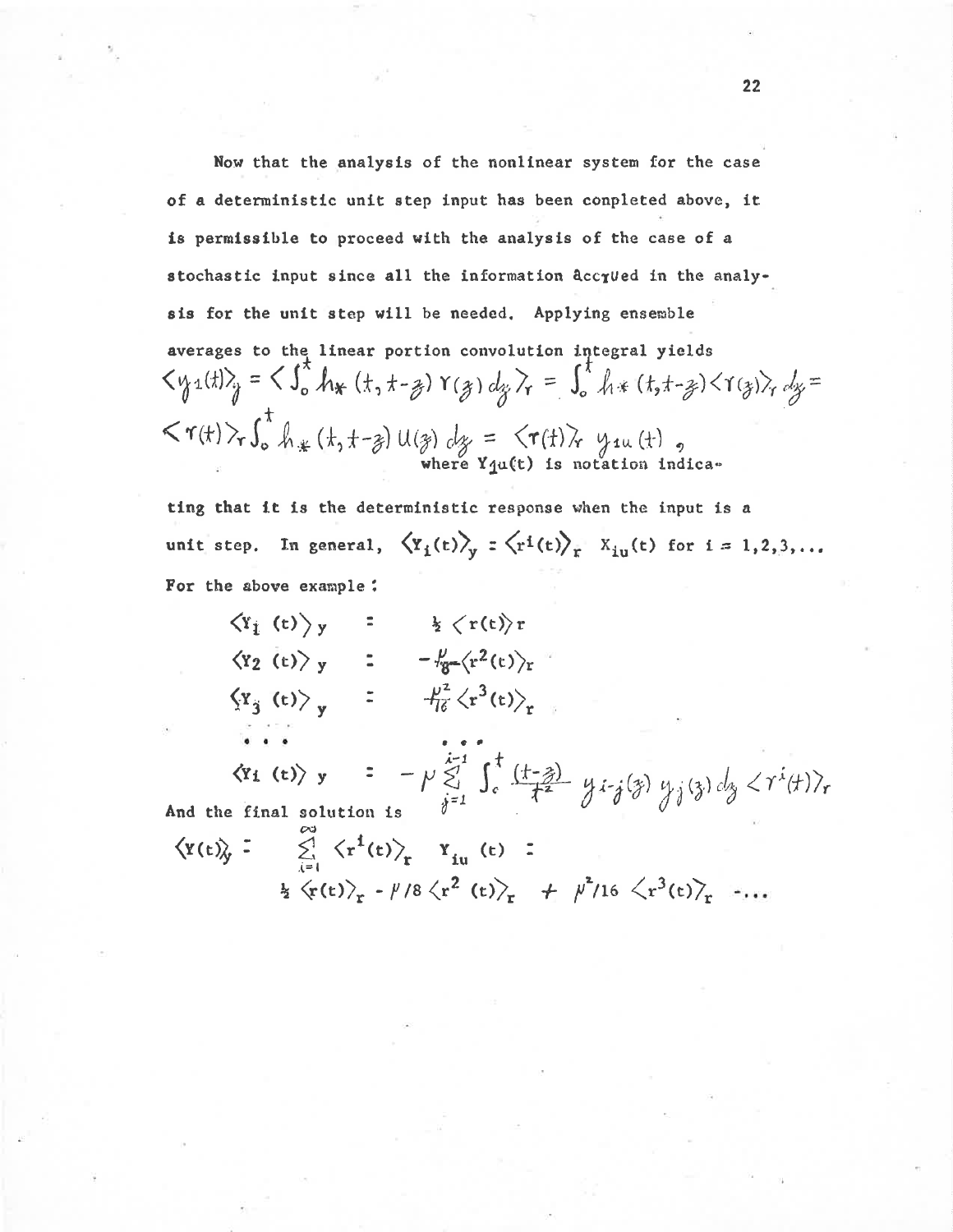Now that the analysis of the nonlinear system for the case of a deterministic unit step input has been conpleted above, it is permissible to proceed with the analysis of the case of a stochastic input since all the information accrued in the analysis for the unit step will be needed. Applying ensemble averages to the linear portion convolution integral yields

$$\langle y_1(t)\rangle_y = \left\langle \int_0^t h_*(t, t-z)\, r(z)\, dz \right\rangle_r = \int_0^t h_*(t,t-z)\langle r(z)\rangle_r\, dz = \langle r(t)\rangle_r \int_0^t h_*(t,t-z)\, U(z)\, dz = \langle r(t)\rangle_r\, y_{1u}(t),$$

where $Y_{1u}(t)$ is notation indicating that it is the deterministic response when the input is a unit step. In general, $\langle Y_i(t)\rangle_y = \langle r^i(t)\rangle_r \; X_{iu}(t)$ for $i = 1,2,3,\ldots$

For the above example:

$$\langle Y_1(t)\rangle_y \;=\; \tfrac{1}{2}\langle r(t)\rangle_r$$

$$\langle Y_2(t)\rangle_y \;=\; -\tfrac{\mu}{8}\langle r^2(t)\rangle_r$$

$$\langle Y_3(t)\rangle_y \;=\; \tfrac{\mu^2}{16}\langle r^3(t)\rangle_r$$

$$\cdots \qquad\qquad \cdots$$

$$\langle Y_i(t)\rangle_y \;=\; -\mu \sum_{j=1}^{i-1} \int_0^t \frac{(t-z)}{t^2}\, y_{i-j}(z)\, y_j(z)\, dz \,\langle r^i(t)\rangle_r$$

And the final solution is

$$\langle Y(t)\rangle_y = \sum_{i=1}^{\infty} \langle r^i(t)\rangle_r \; Y_{iu}(t) = \tfrac{1}{2}\langle r(t)\rangle_r - \mu/8\,\langle r^2(t)\rangle_r + \mu^2/16\,\langle r^3(t)\rangle_r - \ldots$$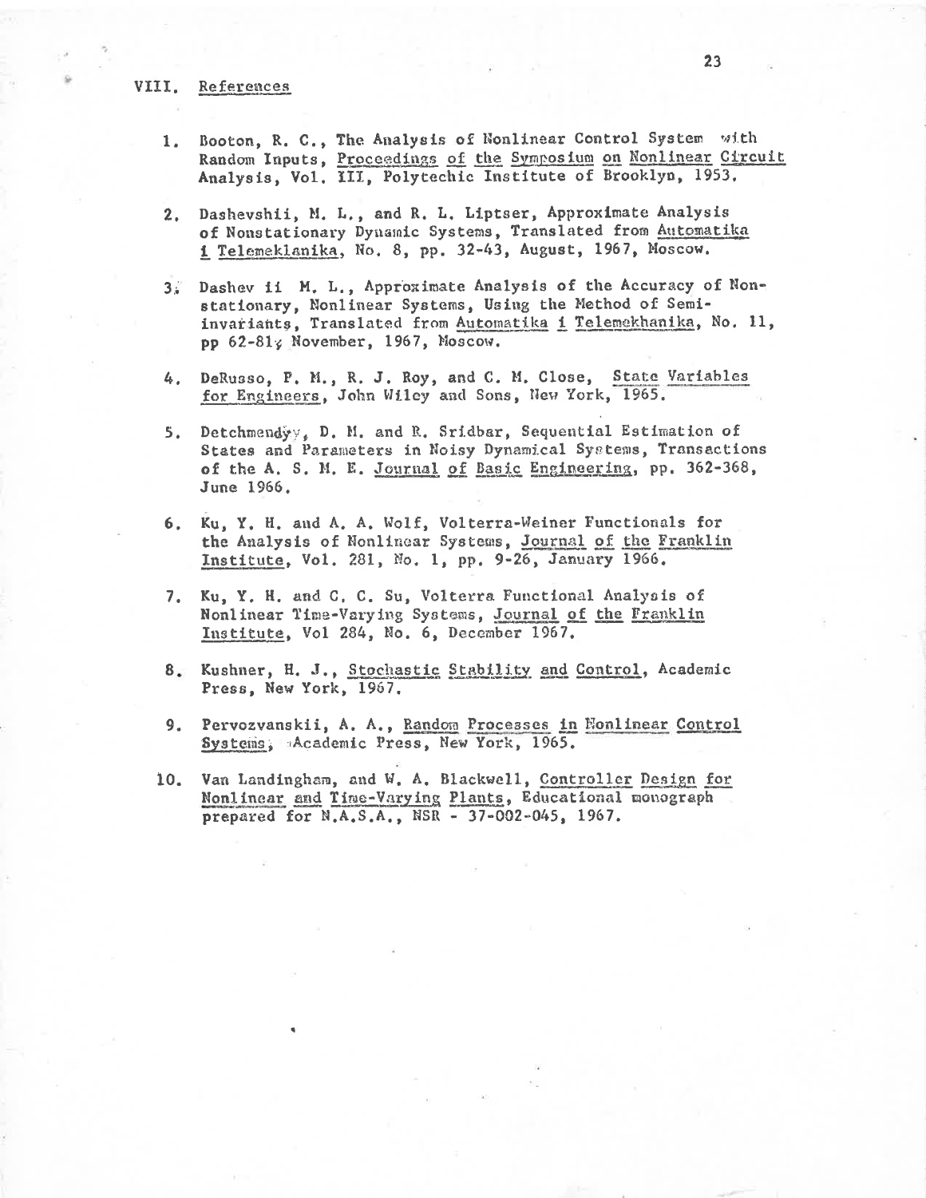## VIII. References

1. Booton, R. C., The Analysis of Nonlinear Control System with Random Inputs, Proceedings of the Symposium on Nonlinear Circuit Analysis, Vol. III, Polytechic Institute of Brooklyn, 1953.

2. Dashevshii, M. L., and R. L. Liptser, Approximate Analysis of Nonstationary Dynamic Systems, Translated from Automatika i Telemeklanika, No. 8, pp. 32-43, August, 1967, Moscow.

3. Dashev ii M. L., Approximate Analysis of the Accuracy of Nonstationary, Nonlinear Systems, Using the Method of Semi-invariants, Translated from Automatika i Telemekhanika, No. 11, pp 62-81, November, 1967, Moscow.

4. DeRusso, P. M., R. J. Roy, and C. M. Close, State Variables for Engineers, John Wiley and Sons, New York, 1965.

5. Detchmendyy, D. M. and R. Sridbar, Sequential Estimation of States and Parameters in Noisy Dynamical Systems, Transactions of the A. S. M. E. Journal of Basic Engineering, pp. 362-368, June 1966.

6. Ku, Y. H. and A. A. Wolf, Volterra-Weiner Functionals for the Analysis of Nonlinear Systems, Journal of the Franklin Institute, Vol. 281, No. 1, pp. 9-26, January 1966.

7. Ku, Y. H. and C. C. Su, Volterra Functional Analysis of Nonlinear Time-Varying Systems, Journal of the Franklin Institute, Vol 284, No. 6, December 1967.

8. Kushner, H. J., Stochastic Stability and Control, Academic Press, New York, 1967.

9. Pervozvanskii, A. A., Random Processes in Nonlinear Control Systems, Academic Press, New York, 1965.

10. Van Landingham, and W. A. Blackwell, Controller Design for Nonlinear and Time-Varying Plants, Educational monograph prepared for N.A.S.A., NSR - 37-002-045, 1967.